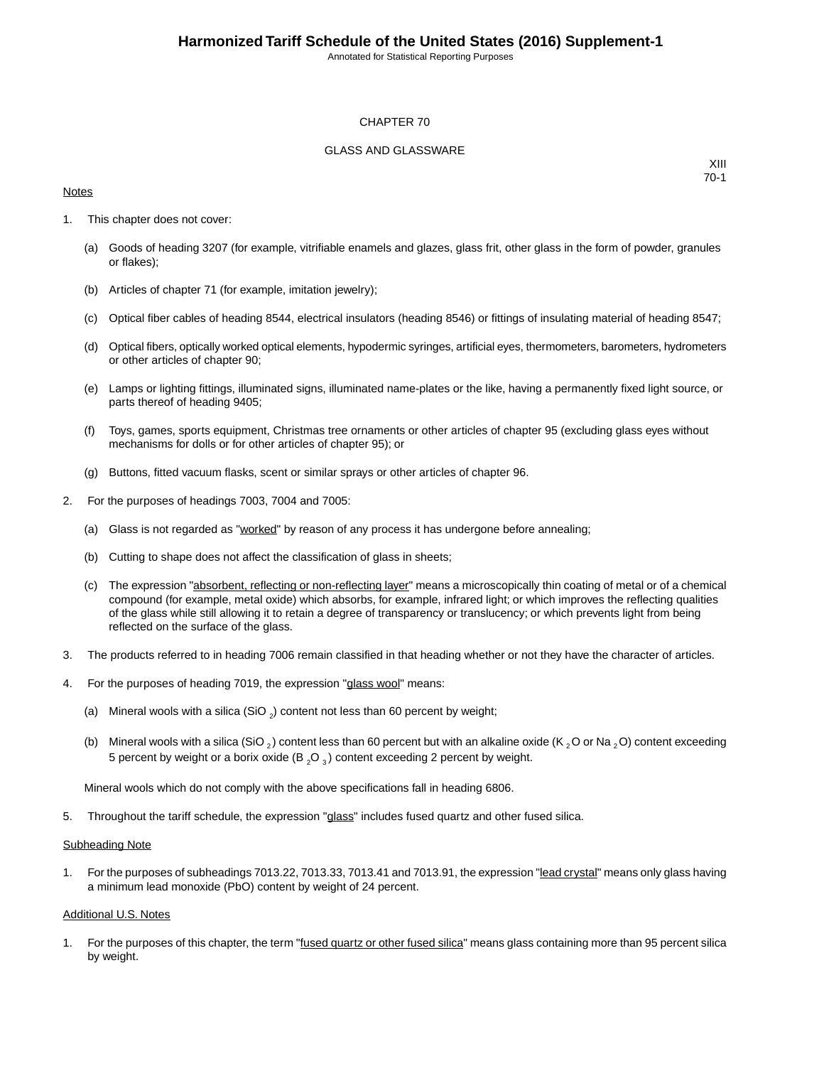# CHAPTER 70

## GLASS AND GLASSWARE

XIII
70-1

Notes

1. This chapter does not cover:

    (a) Goods of heading 3207 (for example, vitrifiable enamels and glazes, glass frit, other glass in the form of powder, granules or flakes);

    (b) Articles of chapter 71 (for example, imitation jewelry);

    (c) Optical fiber cables of heading 8544, electrical insulators (heading 8546) or fittings of insulating material of heading 8547;

    (d) Optical fibers, optically worked optical elements, hypodermic syringes, artificial eyes, thermometers, barometers, hydrometers or other articles of chapter 90;

    (e) Lamps or lighting fittings, illuminated signs, illuminated name-plates or the like, having a permanently fixed light source, or parts thereof of heading 9405;

    (f) Toys, games, sports equipment, Christmas tree ornaments or other articles of chapter 95 (excluding glass eyes without mechanisms for dolls or for other articles of chapter 95); or

    (g) Buttons, fitted vacuum flasks, scent or similar sprays or other articles of chapter 96.

2. For the purposes of headings 7003, 7004 and 7005:

    (a) Glass is not regarded as "worked" by reason of any process it has undergone before annealing;

    (b) Cutting to shape does not affect the classification of glass in sheets;

    (c) The expression "absorbent, reflecting or non-reflecting layer" means a microscopically thin coating of metal or of a chemical compound (for example, metal oxide) which absorbs, for example, infrared light; or which improves the reflecting qualities of the glass while still allowing it to retain a degree of transparency or translucency; or which prevents light from being reflected on the surface of the glass.

3. The products referred to in heading 7006 remain classified in that heading whether or not they have the character of articles.

4. For the purposes of heading 7019, the expression "glass wool" means:

    (a) Mineral wools with a silica ($SiO_2$) content not less than 60 percent by weight;

    (b) Mineral wools with a silica ($SiO_2$) content less than 60 percent but with an alkaline oxide ($K_2O$ or $Na_2O$) content exceeding 5 percent by weight or a borix oxide ($B_2O_3$) content exceeding 2 percent by weight.

    Mineral wools which do not comply with the above specifications fall in heading 6806.

5. Throughout the tariff schedule, the expression "glass" includes fused quartz and other fused silica.

Subheading Note

1. For the purposes of subheadings 7013.22, 7013.33, 7013.41 and 7013.91, the expression "lead crystal" means only glass having a minimum lead monoxide (PbO) content by weight of 24 percent.

Additional U.S. Notes

1. For the purposes of this chapter, the term "fused quartz or other fused silica" means glass containing more than 95 percent silica by weight.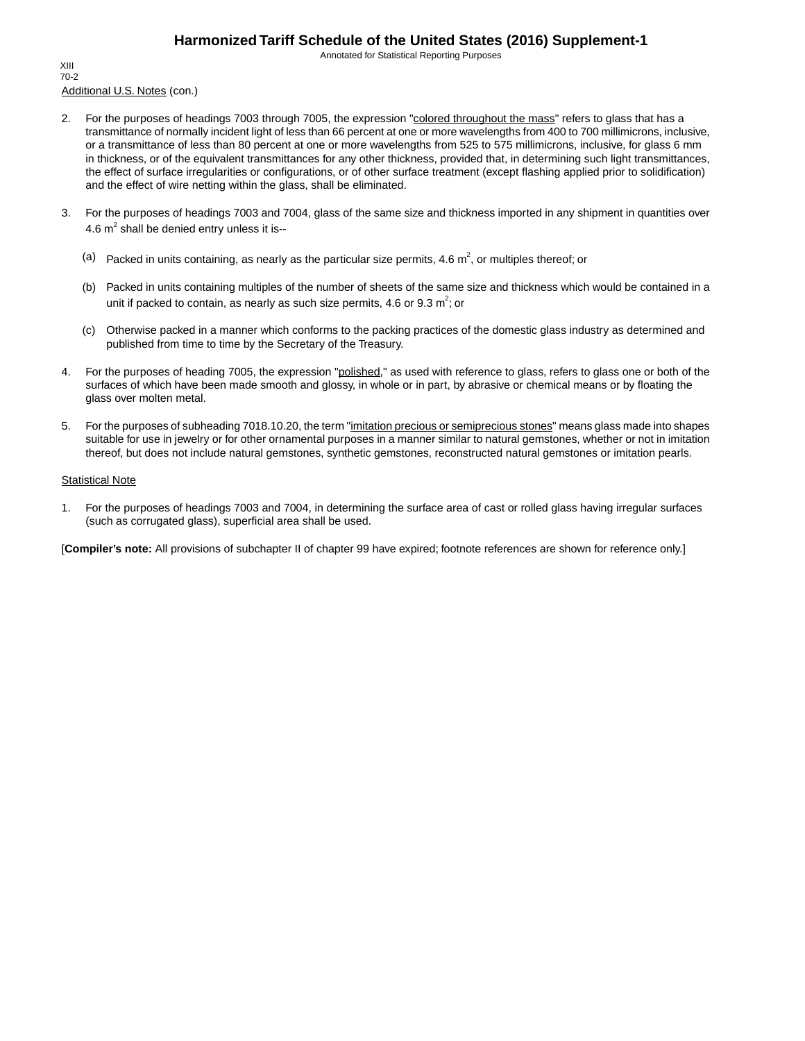Additional U.S. Notes (con.)

2. For the purposes of headings 7003 through 7005, the expression "colored throughout the mass" refers to glass that has a transmittance of normally incident light of less than 66 percent at one or more wavelengths from 400 to 700 millimicrons, inclusive, or a transmittance of less than 80 percent at one or more wavelengths from 525 to 575 millimicrons, inclusive, for glass 6 mm in thickness, or of the equivalent transmittances for any other thickness, provided that, in determining such light transmittances, the effect of surface irregularities or configurations, or of other surface treatment (except flashing applied prior to solidification) and the effect of wire netting within the glass, shall be eliminated.

3. For the purposes of headings 7003 and 7004, glass of the same size and thickness imported in any shipment in quantities over 4.6 $m^2$ shall be denied entry unless it is--

   (a) Packed in units containing, as nearly as the particular size permits, 4.6 $m^2$, or multiples thereof; or

   (b) Packed in units containing multiples of the number of sheets of the same size and thickness which would be contained in a unit if packed to contain, as nearly as such size permits, 4.6 or 9.3 $m^2$; or

   (c) Otherwise packed in a manner which conforms to the packing practices of the domestic glass industry as determined and published from time to time by the Secretary of the Treasury.

4. For the purposes of heading 7005, the expression "polished," as used with reference to glass, refers to glass one or both of the surfaces of which have been made smooth and glossy, in whole or in part, by abrasive or chemical means or by floating the glass over molten metal.

5. For the purposes of subheading 7018.10.20, the term "imitation precious or semiprecious stones" means glass made into shapes suitable for use in jewelry or for other ornamental purposes in a manner similar to natural gemstones, whether or not in imitation thereof, but does not include natural gemstones, synthetic gemstones, reconstructed natural gemstones or imitation pearls.

Statistical Note

1. For the purposes of headings 7003 and 7004, in determining the surface area of cast or rolled glass having irregular surfaces (such as corrugated glass), superficial area shall be used.

[**Compiler's note:** All provisions of subchapter II of chapter 99 have expired; footnote references are shown for reference only.]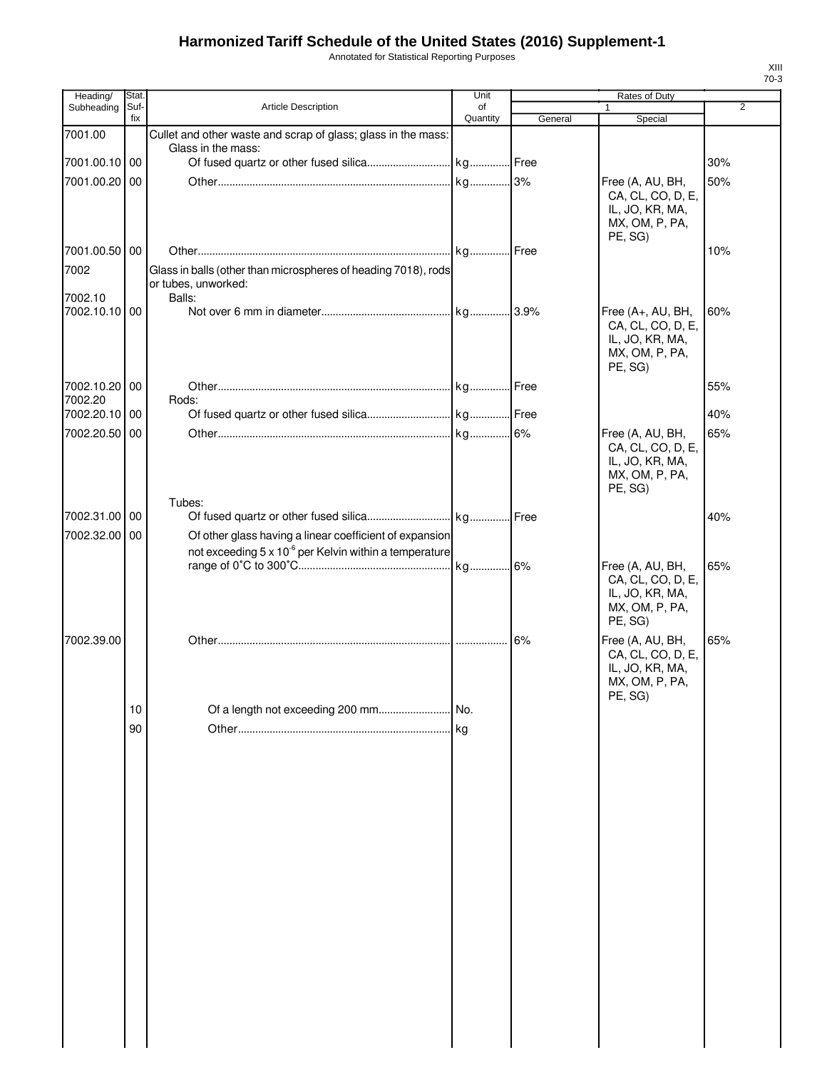# Harmonized Tariff Schedule of the United States (2016) Supplement-1

Annotated for Statistical Reporting Purposes

XIII
70-3

| Heading/ Subheading | Stat. Suf-fix | Article Description | Unit of Quantity | Rates of Duty 1 General | Rates of Duty 1 Special | Rates of Duty 2 |
|---|---|---|---|---|---|---|
| 7001.00 | | Cullet and other waste and scrap of glass; glass in the mass: | | | | |
| | | Glass in the mass: | | | | |
| 7001.00.10 | 00 | Of fused quartz or other fused silica | kg | Free | | 30% |
| 7001.00.20 | 00 | Other | kg | 3% | Free (A, AU, BH, CA, CL, CO, D, E, IL, JO, KR, MA, MX, OM, P, PA, PE, SG) | 50% |
| 7001.00.50 | 00 | Other | kg | Free | | 10% |
| 7002 | | Glass in balls (other than microspheres of heading 7018), rods or tubes, unworked: | | | | |
| 7002.10 | | Balls: | | | | |
| 7002.10.10 | 00 | Not over 6 mm in diameter | kg | 3.9% | Free (A+, AU, BH, CA, CL, CO, D, E, IL, JO, KR, MA, MX, OM, P, PA, PE, SG) | 60% |
| 7002.10.20 | 00 | Other | kg | Free | | 55% |
| 7002.20 | | Rods: | | | | |
| 7002.20.10 | 00 | Of fused quartz or other fused silica | kg | Free | | 40% |
| 7002.20.50 | 00 | Other | kg | 6% | Free (A, AU, BH, CA, CL, CO, D, E, IL, JO, KR, MA, MX, OM, P, PA, PE, SG) | 65% |
| | | Tubes: | | | | |
| 7002.31.00 | 00 | Of fused quartz or other fused silica | kg | Free | | 40% |
| 7002.32.00 | 00 | Of other glass having a linear coefficient of expansion not exceeding 5 x $10^{-6}$ per Kelvin within a temperature range of 0˚C to 300˚C | kg | 6% | Free (A, AU, BH, CA, CL, CO, D, E, IL, JO, KR, MA, MX, OM, P, PA, PE, SG) | 65% |
| 7002.39.00 | | Other | | 6% | Free (A, AU, BH, CA, CL, CO, D, E, IL, JO, KR, MA, MX, OM, P, PA, PE, SG) | 65% |
| | 10 | Of a length not exceeding 200 mm | No. | | | |
| | 90 | Other | kg | | | |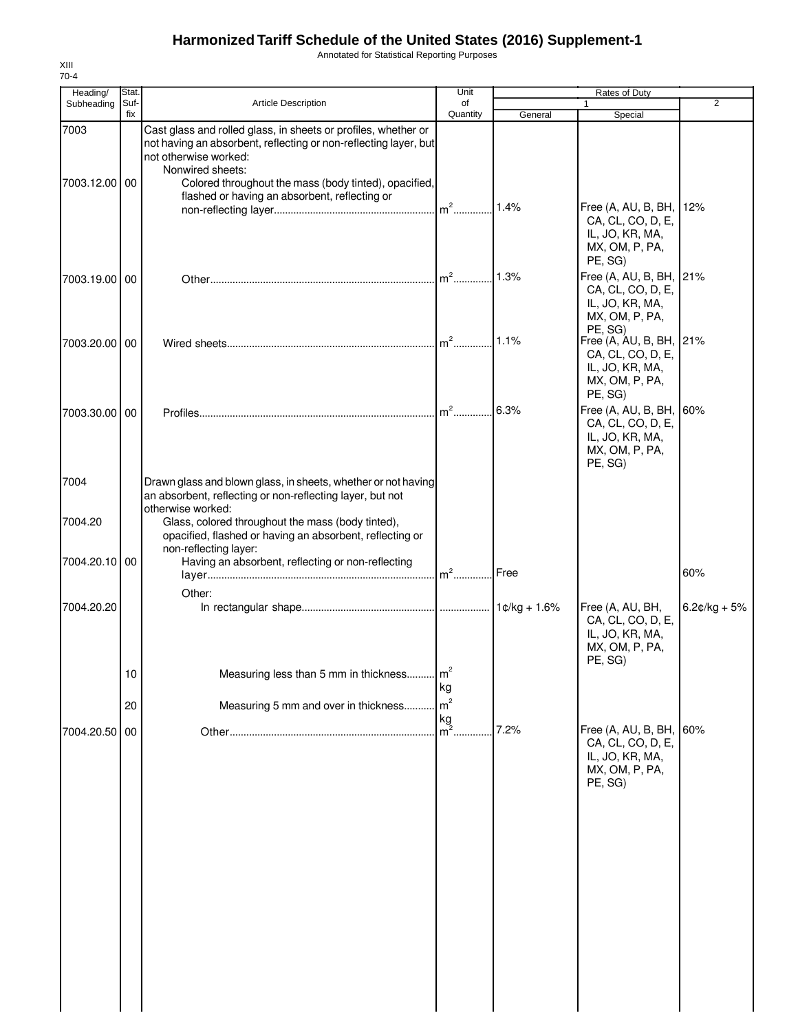# Harmonized Tariff Schedule of the United States (2016) Supplement-1

Annotated for Statistical Reporting Purposes

XIII
70-4

| Heading/ Subheading | Stat. Suf- fix | Article Description | Unit of Quantity | Rates of Duty 1 General | Special | 2 |
|---|---|---|---|---|---|---|
| 7003 | | Cast glass and rolled glass, in sheets or profiles, whether or not having an absorbent, reflecting or non-reflecting layer, but not otherwise worked: | | | | |
| | | Nonwired sheets: | | | | |
| 7003.12.00 | 00 | Colored throughout the mass (body tinted), opacified, flashed or having an absorbent, reflecting or non-reflecting layer | $m^2$ | 1.4% | Free (A, AU, B, BH, CA, CL, CO, D, E, IL, JO, KR, MA, MX, OM, P, PA, PE, SG) | 12% |
| 7003.19.00 | 00 | Other | $m^2$ | 1.3% | Free (A, AU, B, BH, CA, CL, CO, D, E, IL, JO, KR, MA, MX, OM, P, PA, PE, SG) | 21% |
| 7003.20.00 | 00 | Wired sheets | $m^2$ | 1.1% | Free (A, AU, B, BH, CA, CL, CO, D, E, IL, JO, KR, MA, MX, OM, P, PA, PE, SG) | 21% |
| 7003.30.00 | 00 | Profiles | $m^2$ | 6.3% | Free (A, AU, B, BH, CA, CL, CO, D, E, IL, JO, KR, MA, MX, OM, P, PA, PE, SG) | 60% |
| 7004 | | Drawn glass and blown glass, in sheets, whether or not having an absorbent, reflecting or non-reflecting layer, but not otherwise worked: | | | | |
| 7004.20 | | Glass, colored throughout the mass (body tinted), opacified, flashed or having an absorbent, reflecting or non-reflecting layer: | | | | |
| 7004.20.10 | 00 | Having an absorbent, reflecting or non-reflecting layer | $m^2$ | Free | | 60% |
| | | Other: | | | | |
| 7004.20.20 | | In rectangular shape | | 1¢/kg + 1.6% | Free (A, AU, BH, CA, CL, CO, D, E, IL, JO, KR, MA, MX, OM, P, PA, PE, SG) | 6.2¢/kg + 5% |
| | 10 | Measuring less than 5 mm in thickness | $m^2$ kg | | | |
| | 20 | Measuring 5 mm and over in thickness | $m^2$ kg | | | |
| 7004.20.50 | 00 | Other | $m^2$ | 7.2% | Free (A, AU, B, BH, CA, CL, CO, D, E, IL, JO, KR, MA, MX, OM, P, PA, PE, SG) | 60% |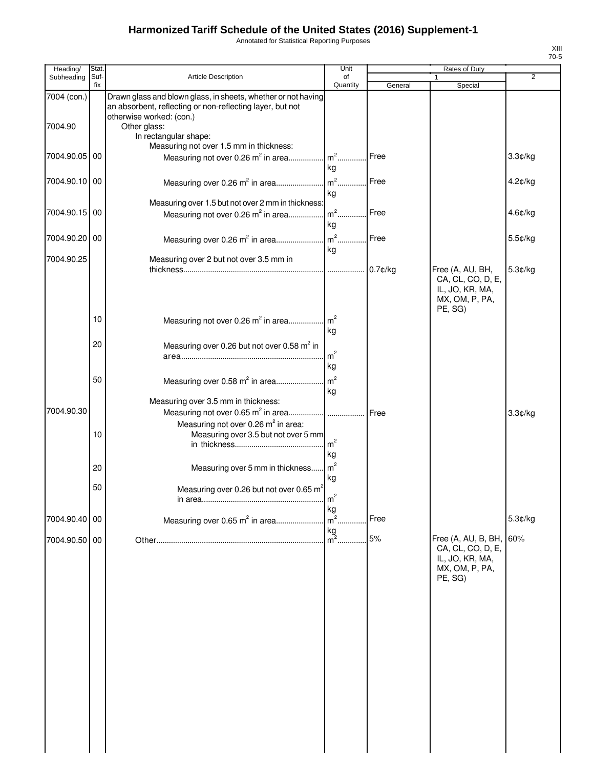# Harmonized Tariff Schedule of the United States (2016) Supplement-1

Annotated for Statistical Reporting Purposes

XIII
70-5

| Heading/ Subheading | Stat. Suf- fix | Article Description | Unit of Quantity | Rates of Duty 1 General | Special | 2 |
|---|---|---|---|---|---|---|
| 7004 (con.) | | Drawn glass and blown glass, in sheets, whether or not having an absorbent, reflecting or non-reflecting layer, but not otherwise worked: (con.) | | | | |
| 7004.90 | | Other glass: | | | | |
| | | In rectangular shape: | | | | |
| | | Measuring not over 1.5 mm in thickness: | | | | |
| 7004.90.05 | 00 | Measuring not over 0.26 $m^2$ in area | $m^2$ kg | Free | | 3.3¢/kg |
| 7004.90.10 | 00 | Measuring over 0.26 $m^2$ in area | $m^2$ kg | Free | | 4.2¢/kg |
| | | Measuring over 1.5 but not over 2 mm in thickness: | | | | |
| 7004.90.15 | 00 | Measuring not over 0.26 $m^2$ in area | $m^2$ kg | Free | | 4.6¢/kg |
| 7004.90.20 | 00 | Measuring over 0.26 $m^2$ in area | $m^2$ kg | Free | | 5.5¢/kg |
| 7004.90.25 | | Measuring over 2 but not over 3.5 mm in thickness | | 0.7¢/kg | Free (A, AU, BH, CA, CL, CO, D, E, IL, JO, KR, MA, MX, OM, P, PA, PE, SG) | 5.3¢/kg |
| | 10 | Measuring not over 0.26 $m^2$ in area | $m^2$ kg | | | |
| | 20 | Measuring over 0.26 but not over 0.58 $m^2$ in area | $m^2$ kg | | | |
| | 50 | Measuring over 0.58 $m^2$ in area | $m^2$ kg | | | |
| | | Measuring over 3.5 mm in thickness: | | | | |
| 7004.90.30 | | Measuring not over 0.65 $m^2$ in area | | Free | | 3.3¢/kg |
| | | Measuring not over 0.26 $m^2$ in area: | | | | |
| | 10 | Measuring over 3.5 but not over 5 mm in thickness | $m^2$ kg | | | |
| | 20 | Measuring over 5 mm in thickness | $m^2$ kg | | | |
| | 50 | Measuring over 0.26 but not over 0.65 $m^2$ in area | $m^2$ kg | | | |
| 7004.90.40 | 00 | Measuring over 0.65 $m^2$ in area | $m^2$ kg | Free | | 5.3¢/kg |
| 7004.90.50 | 00 | Other | $m^2$ | 5% | Free (A, AU, B, BH, CA, CL, CO, D, E, IL, JO, KR, MA, MX, OM, P, PA, PE, SG) | 60% |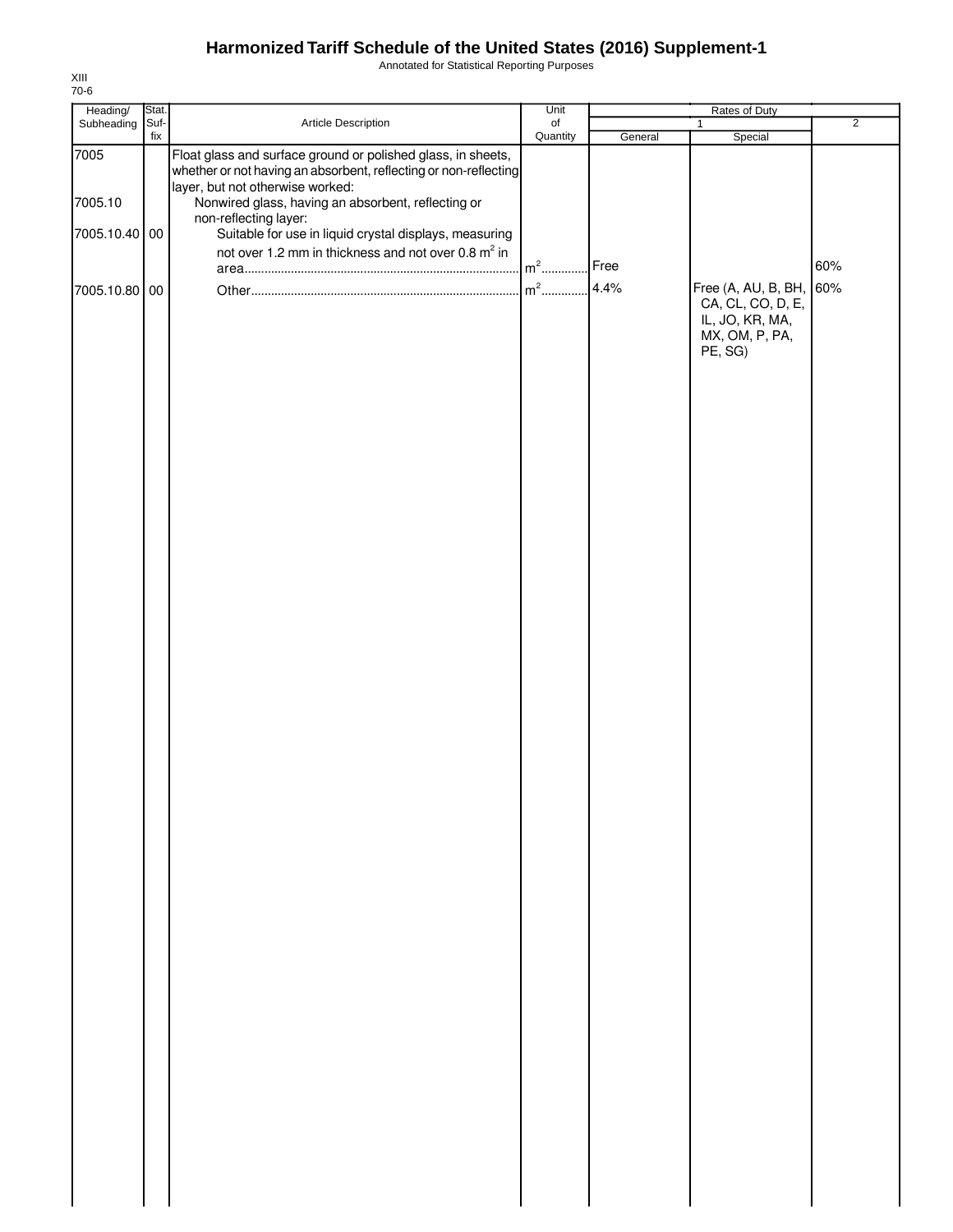# Harmonized Tariff Schedule of the United States (2016) Supplement-1

Annotated for Statistical Reporting Purposes

| Heading/ Subheading | Stat. Suf- fix | Article Description | Unit of Quantity | Rates of Duty 1 General | Rates of Duty 1 Special | Rates of Duty 2 |
|---|---|---|---|---|---|---|
| 7005 | | Float glass and surface ground or polished glass, in sheets, whether or not having an absorbent, reflecting or non-reflecting layer, but not otherwise worked: | | | | |
| 7005.10 | | Nonwired glass, having an absorbent, reflecting or non-reflecting layer: | | | | |
| 7005.10.40 | 00 | Suitable for use in liquid crystal displays, measuring not over 1.2 mm in thickness and not over 0.8 $m^2$ in area | $m^2$ | Free | | 60% |
| 7005.10.80 | 00 | Other | $m^2$ | 4.4% | Free (A, AU, B, BH, CA, CL, CO, D, E, IL, JO, KR, MA, MX, OM, P, PA, PE, SG) | 60% |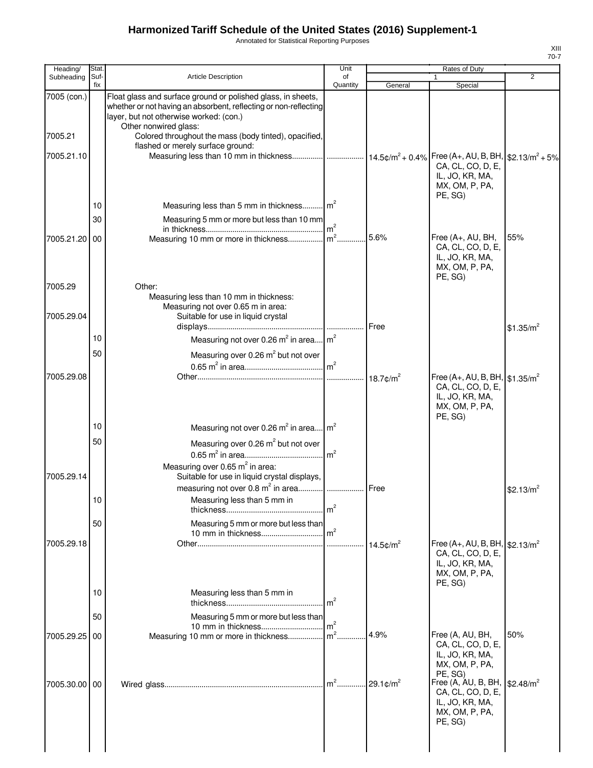# Harmonized Tariff Schedule of the United States (2016) Supplement-1

Annotated for Statistical Reporting Purposes

XIII
70-7

| Heading/ Subheading | Stat. Suf-fix | Article Description | Unit of Quantity | Rates of Duty 1 General | Rates of Duty 1 Special | Rates of Duty 2 |
|---|---|---|---|---|---|---|
| 7005 (con.) | | Float glass and surface ground or polished glass, in sheets, whether or not having an absorbent, reflecting or non-reflecting layer, but not otherwise worked: (con.) | | | | |
| | | Other nonwired glass: | | | | |
| 7005.21 | | Colored throughout the mass (body tinted), opacified, flashed or merely surface ground: | | | | |
| 7005.21.10 | | Measuring less than 10 mm in thickness | | 14.5¢/$m^2$ + 0.4% | Free (A+, AU, B, BH, CA, CL, CO, D, E, IL, JO, KR, MA, MX, OM, P, PA, PE, SG) | \$2.13/$m^2$ + 5% |
| | 10 | Measuring less than 5 mm in thickness | $m^2$ | | | |
| | 30 | Measuring 5 mm or more but less than 10 mm in thickness | $m^2$ | | | |
| 7005.21.20 | 00 | Measuring 10 mm or more in thickness | $m^2$ | 5.6% | Free (A+, AU, BH, CA, CL, CO, D, E, IL, JO, KR, MA, MX, OM, P, PA, PE, SG) | 55% |
| 7005.29 | | Other: | | | | |
| | | Measuring less than 10 mm in thickness: | | | | |
| | | Measuring not over 0.65 m in area: | | | | |
| 7005.29.04 | | Suitable for use in liquid crystal displays | | Free | | \$1.35/$m^2$ |
| | 10 | Measuring not over 0.26 $m^2$ in area | $m^2$ | | | |
| | 50 | Measuring over 0.26 $m^2$ but not over 0.65 $m^2$ in area | $m^2$ | | | |
| 7005.29.08 | | Other | | 18.7¢/$m^2$ | Free (A+, AU, B, BH, CA, CL, CO, D, E, IL, JO, KR, MA, MX, OM, P, PA, PE, SG) | \$1.35/$m^2$ |
| | 10 | Measuring not over 0.26 $m^2$ in area | $m^2$ | | | |
| | 50 | Measuring over 0.26 $m^2$ but not over 0.65 $m^2$ in area | $m^2$ | | | |
| | | Measuring over 0.65 $m^2$ in area: | | | | |
| 7005.29.14 | | Suitable for use in liquid crystal displays, measuring not over 0.8 $m^2$ in area | | Free | | \$2.13/$m^2$ |
| | 10 | Measuring less than 5 mm in thickness | $m^2$ | | | |
| | 50 | Measuring 5 mm or more but less than 10 mm in thickness | $m^2$ | | | |
| 7005.29.18 | | Other | | 14.5¢/$m^2$ | Free (A+, AU, B, BH, CA, CL, CO, D, E, IL, JO, KR, MA, MX, OM, P, PA, PE, SG) | \$2.13/$m^2$ |
| | 10 | Measuring less than 5 mm in thickness | $m^2$ | | | |
| | 50 | Measuring 5 mm or more but less than 10 mm in thickness | $m^2$ | | | |
| 7005.29.25 | 00 | Measuring 10 mm or more in thickness | $m^2$ | 4.9% | Free (A, AU, BH, CA, CL, CO, D, E, IL, JO, KR, MA, MX, OM, P, PA, PE, SG) | 50% |
| 7005.30.00 | 00 | Wired glass | $m^2$ | 29.1¢/$m^2$ | Free (A, AU, B, BH, CA, CL, CO, D, E, IL, JO, KR, MA, MX, OM, P, PA, PE, SG) | \$2.48/$m^2$ |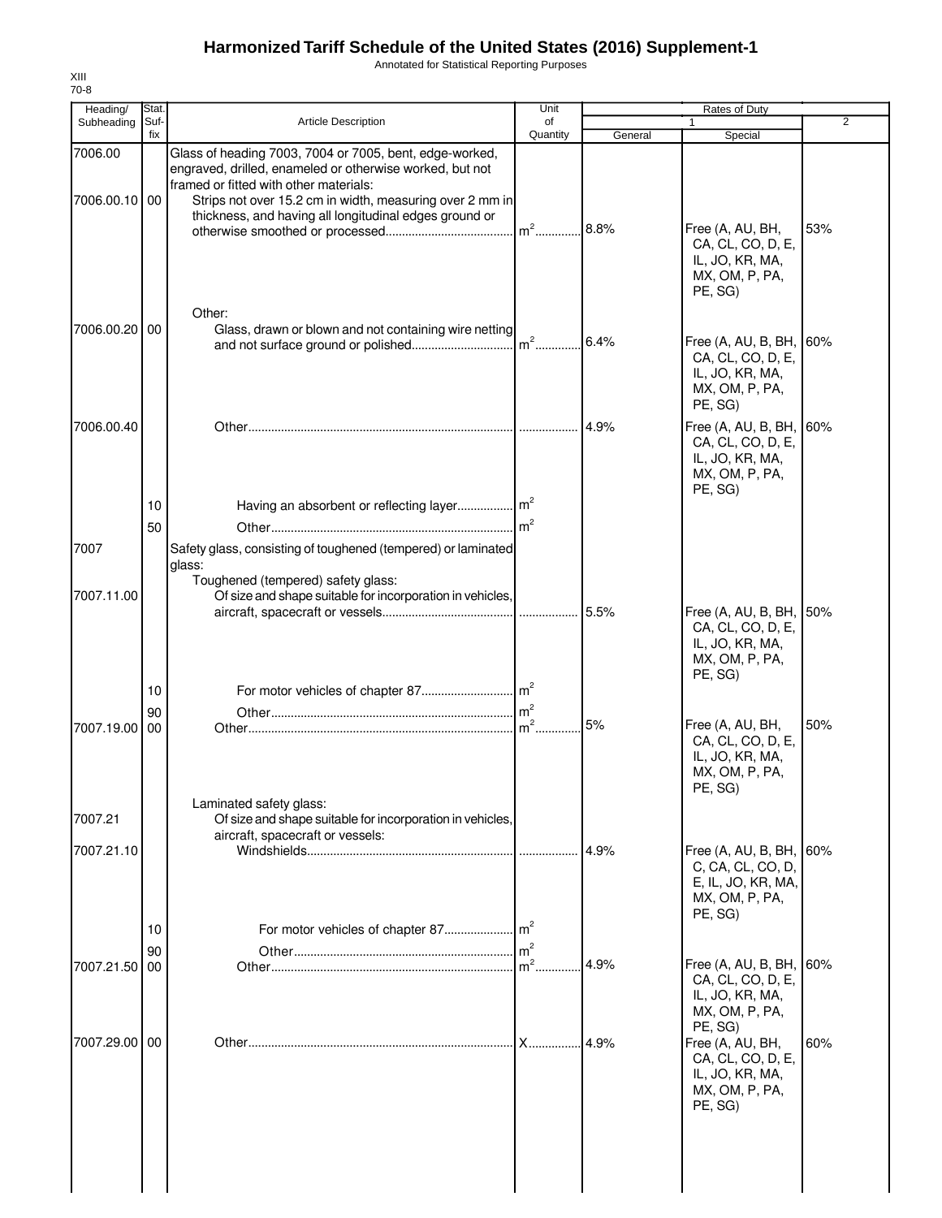# Harmonized Tariff Schedule of the United States (2016) Supplement-1

Annotated for Statistical Reporting Purposes

XIII
70-8

| Heading/ Subheading | Stat. Suf- fix | Article Description | Unit of Quantity | Rates of Duty 1 General | Special | 2 |
|---|---|---|---|---|---|---|
| 7006.00 | | Glass of heading 7003, 7004 or 7005, bent, edge-worked, engraved, drilled, enameled or otherwise worked, but not framed or fitted with other materials: | | | | |
| 7006.00.10 | 00 | Strips not over 15.2 cm in width, measuring over 2 mm in thickness, and having all longitudinal edges ground or otherwise smoothed or processed | $m^2$ | 8.8% | Free (A, AU, BH, CA, CL, CO, D, E, IL, JO, KR, MA, MX, OM, P, PA, PE, SG) | 53% |
| | | Other: | | | | |
| 7006.00.20 | 00 | Glass, drawn or blown and not containing wire netting and not surface ground or polished | $m^2$ | 6.4% | Free (A, AU, B, BH, CA, CL, CO, D, E, IL, JO, KR, MA, MX, OM, P, PA, PE, SG) | 60% |
| 7006.00.40 | | Other | | 4.9% | Free (A, AU, B, BH, CA, CL, CO, D, E, IL, JO, KR, MA, MX, OM, P, PA, PE, SG) | 60% |
| | 10 | Having an absorbent or reflecting layer | $m^2$ | | | |
| | 50 | Other | $m^2$ | | | |
| 7007 | | Safety glass, consisting of toughened (tempered) or laminated glass: | | | | |
| | | Toughened (tempered) safety glass: | | | | |
| 7007.11.00 | | Of size and shape suitable for incorporation in vehicles, aircraft, spacecraft or vessels | | 5.5% | Free (A, AU, B, BH, CA, CL, CO, D, E, IL, JO, KR, MA, MX, OM, P, PA, PE, SG) | 50% |
| | 10 | For motor vehicles of chapter 87 | $m^2$ | | | |
| | 90 | Other | $m^2$ | | | |
| 7007.19.00 | 00 | Other | $m^2$ | 5% | Free (A, AU, BH, CA, CL, CO, D, E, IL, JO, KR, MA, MX, OM, P, PA, PE, SG) | 50% |
| | | Laminated safety glass: | | | | |
| 7007.21 | | Of size and shape suitable for incorporation in vehicles, aircraft, spacecraft or vessels: | | | | |
| 7007.21.10 | | Windshields | | 4.9% | Free (A, AU, B, BH, C, CA, CL, CO, D, E, IL, JO, KR, MA, MX, OM, P, PA, PE, SG) | 60% |
| | 10 | For motor vehicles of chapter 87 | $m^2$ | | | |
| | 90 | Other | $m^2$ | | | |
| 7007.21.50 | 00 | Other | $m^2$ | 4.9% | Free (A, AU, B, BH, CA, CL, CO, D, E, IL, JO, KR, MA, MX, OM, P, PA, PE, SG) | 60% |
| 7007.29.00 | 00 | Other | X | 4.9% | Free (A, AU, BH, CA, CL, CO, D, E, IL, JO, KR, MA, MX, OM, P, PA, PE, SG) | 60% |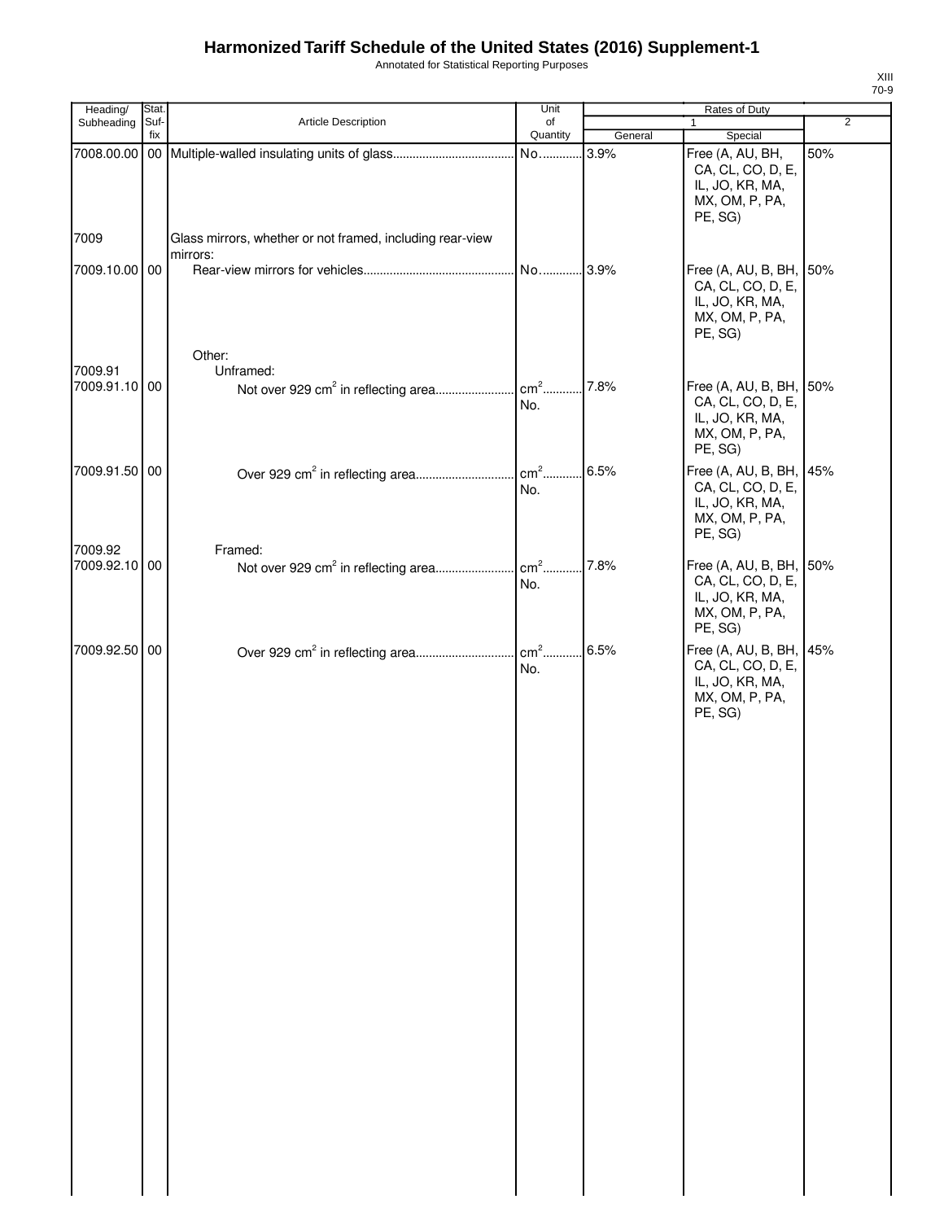# Harmonized Tariff Schedule of the United States (2016) Supplement-1

Annotated for Statistical Reporting Purposes

| Heading/ Subheading | Stat. Suf- fix | Article Description | Unit of Quantity | Rates of Duty 1 General | Rates of Duty 1 Special | Rates of Duty 2 |
|---|---|---|---|---|---|---|
| 7008.00.00 | 00 | Multiple-walled insulating units of glass | No. | 3.9% | Free (A, AU, BH, CA, CL, CO, D, E, IL, JO, KR, MA, MX, OM, P, PA, PE, SG) | 50% |
| 7009 | | Glass mirrors, whether or not framed, including rear-view mirrors: | | | | |
| 7009.10.00 | 00 | Rear-view mirrors for vehicles | No. | 3.9% | Free (A, AU, B, BH, CA, CL, CO, D, E, IL, JO, KR, MA, MX, OM, P, PA, PE, SG) | 50% |
| | | Other: | | | | |
| 7009.91 | | Unframed: | | | | |
| 7009.91.10 | 00 | Not over 929 $cm^2$ in reflecting area | $cm^2$ No. | 7.8% | Free (A, AU, B, BH, CA, CL, CO, D, E, IL, JO, KR, MA, MX, OM, P, PA, PE, SG) | 50% |
| 7009.91.50 | 00 | Over 929 $cm^2$ in reflecting area | $cm^2$ No. | 6.5% | Free (A, AU, B, BH, CA, CL, CO, D, E, IL, JO, KR, MA, MX, OM, P, PA, PE, SG) | 45% |
| 7009.92 | | Framed: | | | | |
| 7009.92.10 | 00 | Not over 929 $cm^2$ in reflecting area | $cm^2$ No. | 7.8% | Free (A, AU, B, BH, CA, CL, CO, D, E, IL, JO, KR, MA, MX, OM, P, PA, PE, SG) | 50% |
| 7009.92.50 | 00 | Over 929 $cm^2$ in reflecting area | $cm^2$ No. | 6.5% | Free (A, AU, B, BH, CA, CL, CO, D, E, IL, JO, KR, MA, MX, OM, P, PA, PE, SG) | 45% |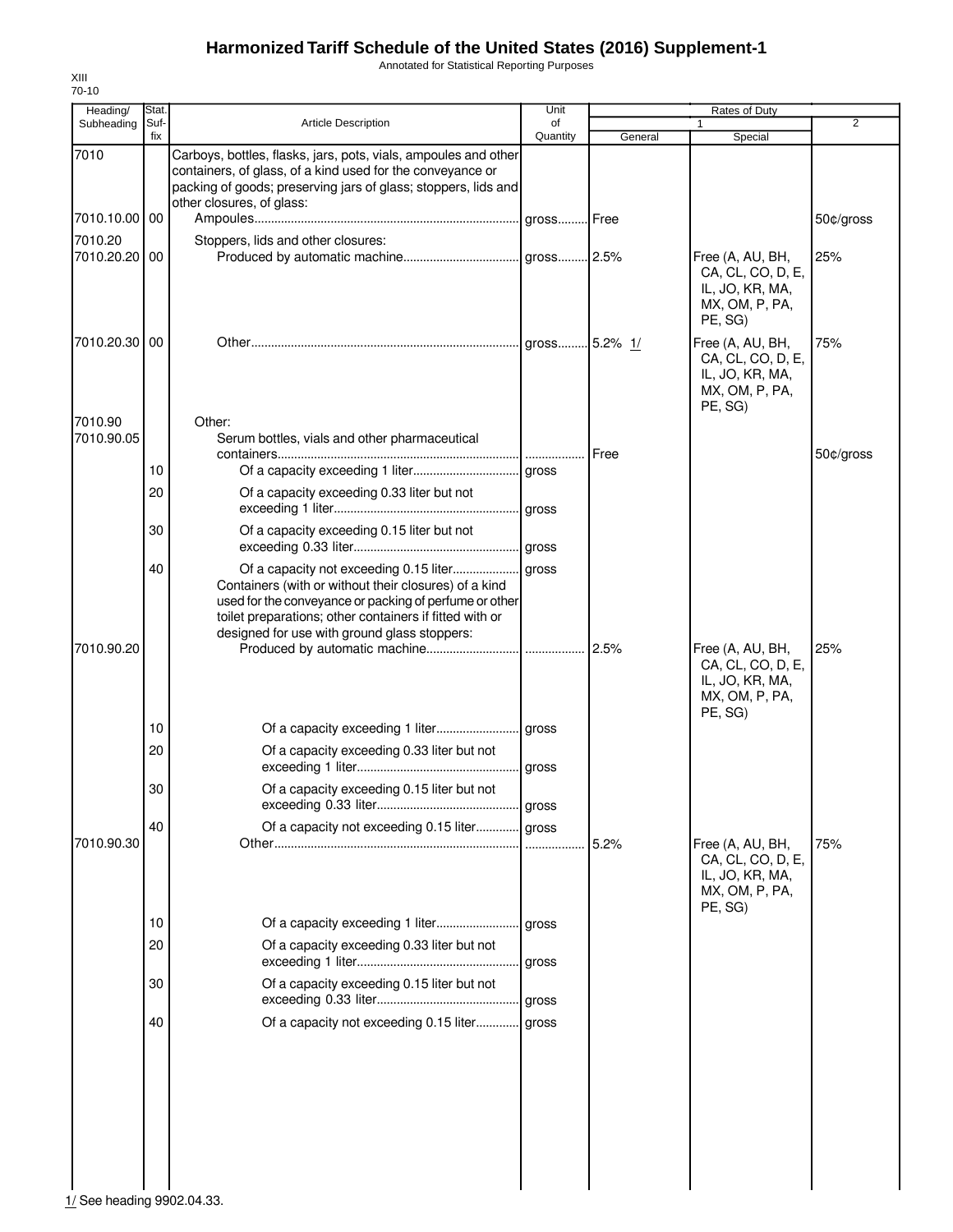# Harmonized Tariff Schedule of the United States (2016) Supplement-1

Annotated for Statistical Reporting Purposes

XIII
70-10

| Heading/ Subheading | Stat. Suf- fix | Article Description | Unit of Quantity | Rates of Duty | | |
|---|---|---|---|---|---|---|
| | | | | 1 | | 2 |
| | | | | General | Special | |
| 7010 | | Carboys, bottles, flasks, jars, pots, vials, ampoules and other containers, of glass, of a kind used for the conveyance or packing of goods; preserving jars of glass; stoppers, lids and other closures, of glass: | | | | |
| 7010.10.00 | 00 | Ampoules | gross | Free | | 50¢/gross |
| 7010.20 | | Stoppers, lids and other closures: | | | | |
| 7010.20.20 | 00 | Produced by automatic machine | gross | 2.5% | Free (A, AU, BH, CA, CL, CO, D, E, IL, JO, KR, MA, MX, OM, P, PA, PE, SG) | 25% |
| 7010.20.30 | 00 | Other | gross | 5.2% 1/ | Free (A, AU, BH, CA, CL, CO, D, E, IL, JO, KR, MA, MX, OM, P, PA, PE, SG) | 75% |
| 7010.90 | | Other: | | | | |
| 7010.90.05 | | Serum bottles, vials and other pharmaceutical containers | | Free | | 50¢/gross |
| | 10 | Of a capacity exceeding 1 liter | gross | | | |
| | 20 | Of a capacity exceeding 0.33 liter but not exceeding 1 liter | gross | | | |
| | 30 | Of a capacity exceeding 0.15 liter but not exceeding 0.33 liter | gross | | | |
| | 40 | Of a capacity not exceeding 0.15 liter | gross | | | |
| | | Containers (with or without their closures) of a kind used for the conveyance or packing of perfume or other toilet preparations; other containers if fitted with or designed for use with ground glass stoppers: | | | | |
| 7010.90.20 | | Produced by automatic machine | | 2.5% | Free (A, AU, BH, CA, CL, CO, D, E, IL, JO, KR, MA, MX, OM, P, PA, PE, SG) | 25% |
| | 10 | Of a capacity exceeding 1 liter | gross | | | |
| | 20 | Of a capacity exceeding 0.33 liter but not exceeding 1 liter | gross | | | |
| | 30 | Of a capacity exceeding 0.15 liter but not exceeding 0.33 liter | gross | | | |
| | 40 | Of a capacity not exceeding 0.15 liter | gross | | | |
| 7010.90.30 | | Other | | 5.2% | Free (A, AU, BH, CA, CL, CO, D, E, IL, JO, KR, MA, MX, OM, P, PA, PE, SG) | 75% |
| | 10 | Of a capacity exceeding 1 liter | gross | | | |
| | 20 | Of a capacity exceeding 0.33 liter but not exceeding 1 liter | gross | | | |
| | 30 | Of a capacity exceeding 0.15 liter but not exceeding 0.33 liter | gross | | | |
| | 40 | Of a capacity not exceeding 0.15 liter | gross | | | |

1/ See heading 9902.04.33.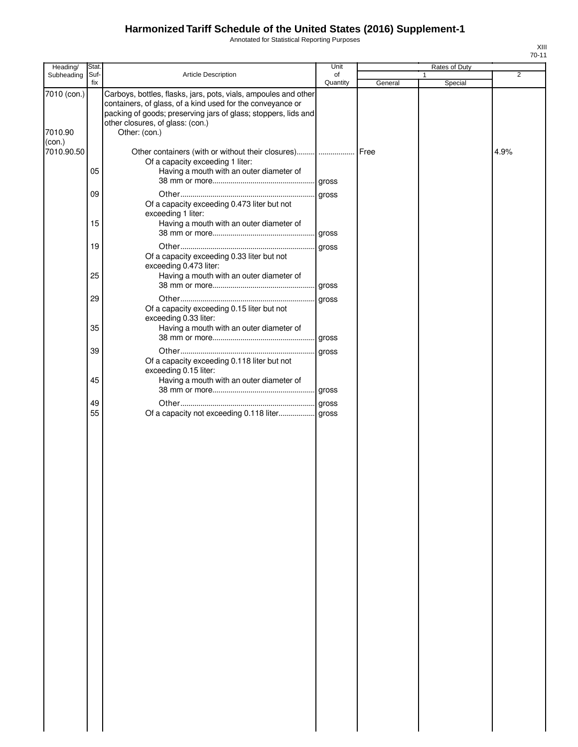# Harmonized Tariff Schedule of the United States (2016) Supplement-1

Annotated for Statistical Reporting Purposes

XIII
70-11

| Heading/ Subheading | Stat. Suf- fix | Article Description | Unit of Quantity | Rates of Duty 1 General | Rates of Duty 1 Special | Rates of Duty 2 |
|---|---|---|---|---|---|---|
| 7010 (con.) | | Carboys, bottles, flasks, jars, pots, vials, ampoules and other containers, of glass, of a kind used for the conveyance or packing of goods; preserving jars of glass; stoppers, lids and other closures, of glass: (con.) | | | | |
| 7010.90 (con.) | | Other: (con.) | | | | |
| 7010.90.50 | | Other containers (with or without their closures) | | Free | | 4.9% |
| | | Of a capacity exceeding 1 liter: | | | | |
| | 05 | Having a mouth with an outer diameter of 38 mm or more | gross | | | |
| | 09 | Other | gross | | | |
| | | Of a capacity exceeding 0.473 liter but not exceeding 1 liter: | | | | |
| | 15 | Having a mouth with an outer diameter of 38 mm or more | gross | | | |
| | 19 | Other | gross | | | |
| | | Of a capacity exceeding 0.33 liter but not exceeding 0.473 liter: | | | | |
| | 25 | Having a mouth with an outer diameter of 38 mm or more | gross | | | |
| | 29 | Other | gross | | | |
| | | Of a capacity exceeding 0.15 liter but not exceeding 0.33 liter: | | | | |
| | 35 | Having a mouth with an outer diameter of 38 mm or more | gross | | | |
| | 39 | Other | gross | | | |
| | | Of a capacity exceeding 0.118 liter but not exceeding 0.15 liter: | | | | |
| | 45 | Having a mouth with an outer diameter of 38 mm or more | gross | | | |
| | 49 | Other | gross | | | |
| | 55 | Of a capacity not exceeding 0.118 liter | gross | | | |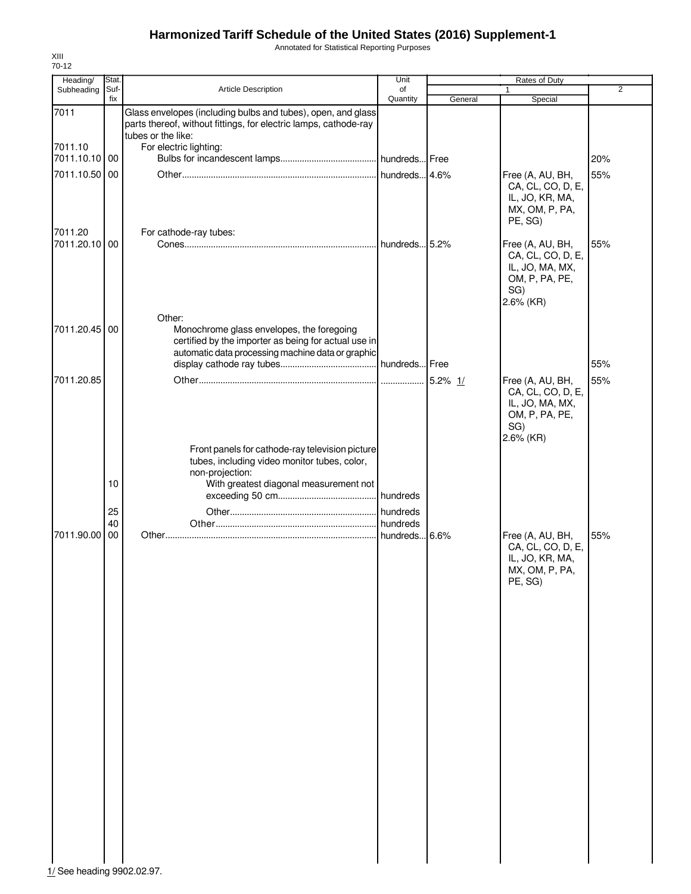# Harmonized Tariff Schedule of the United States (2016) Supplement-1

Annotated for Statistical Reporting Purposes

XIII
70-12

| Heading/ Subheading | Stat. Suf-fix | Article Description | Unit of Quantity | Rates of Duty 1 General | Rates of Duty 1 Special | Rates of Duty 2 |
|---|---|---|---|---|---|---|
| 7011 | | Glass envelopes (including bulbs and tubes), open, and glass parts thereof, without fittings, for electric lamps, cathode-ray tubes or the like: | | | | |
| 7011.10 | | For electric lighting: | | | | |
| 7011.10.10 | 00 | Bulbs for incandescent lamps | hundreds | Free | | 20% |
| 7011.10.50 | 00 | Other | hundreds | 4.6% | Free (A, AU, BH, CA, CL, CO, D, E, IL, JO, KR, MA, MX, OM, P, PA, PE, SG) | 55% |
| 7011.20 | | For cathode-ray tubes: | | | | |
| 7011.20.10 | 00 | Cones | hundreds | 5.2% | Free (A, AU, BH, CA, CL, CO, D, E, IL, JO, MA, MX, OM, P, PA, PE, SG) 2.6% (KR) | 55% |
| | | Other: | | | | |
| 7011.20.45 | 00 | Monochrome glass envelopes, the foregoing certified by the importer as being for actual use in automatic data processing machine data or graphic display cathode ray tubes | hundreds | Free | | 55% |
| 7011.20.85 | | Other | | 5.2% 1/ | Free (A, AU, BH, CA, CL, CO, D, E, IL, JO, MA, MX, OM, P, PA, PE, SG) 2.6% (KR) | 55% |
| | | Front panels for cathode-ray television picture tubes, including video monitor tubes, color, non-projection: | | | | |
| | 10 | With greatest diagonal measurement not exceeding 50 cm | hundreds | | | |
| | 25 | Other | hundreds | | | |
| | 40 | Other | hundreds | | | |
| 7011.90.00 | 00 | Other | hundreds | 6.6% | Free (A, AU, BH, CA, CL, CO, D, E, IL, JO, KR, MA, MX, OM, P, PA, PE, SG) | 55% |

1/ See heading 9902.02.97.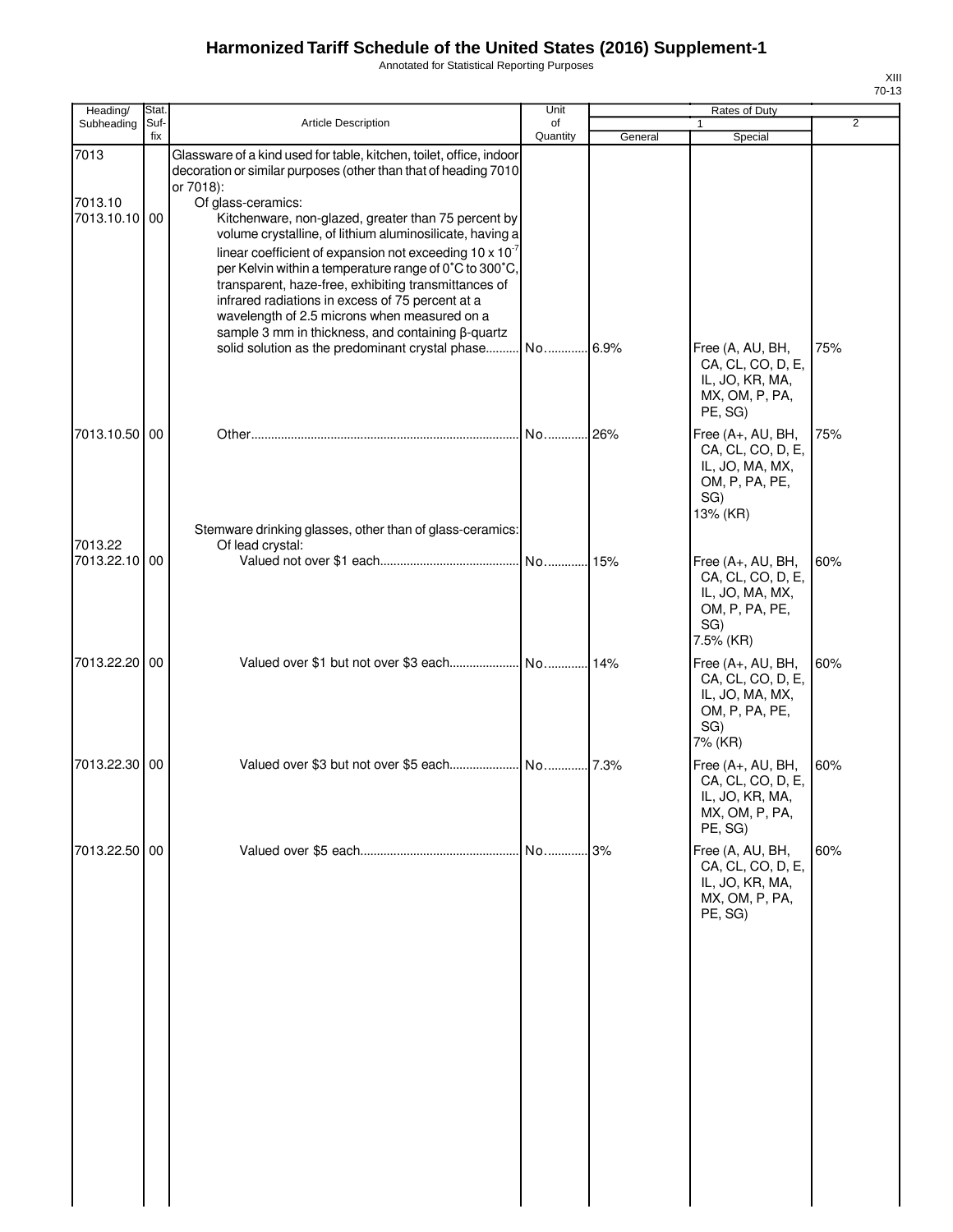# Harmonized Tariff Schedule of the United States (2016) Supplement-1

Annotated for Statistical Reporting Purposes

| Heading/ Subheading | Stat. Suf- fix | Article Description | Unit of Quantity | Rates of Duty 1 General | Rates of Duty 1 Special | Rates of Duty 2 |
|---|---|---|---|---|---|---|
| 7013 | | Glassware of a kind used for table, kitchen, toilet, office, indoor decoration or similar purposes (other than that of heading 7010 or 7018): | | | | |
| 7013.10 | | Of glass-ceramics: | | | | |
| 7013.10.10 | 00 | Kitchenware, non-glazed, greater than 75 percent by volume crystalline, of lithium aluminosilicate, having a linear coefficient of expansion not exceeding $10 \times 10^{-7}$ per Kelvin within a temperature range of 0˚C to 300˚C, transparent, haze-free, exhibiting transmittances of infrared radiations in excess of 75 percent at a wavelength of 2.5 microns when measured on a sample 3 mm in thickness, and containing β-quartz solid solution as the predominant crystal phase | No. | 6.9% | Free (A, AU, BH, CA, CL, CO, D, E, IL, JO, KR, MA, MX, OM, P, PA, PE, SG) | 75% |
| 7013.10.50 | 00 | Other | No. | 26% | Free (A+, AU, BH, CA, CL, CO, D, E, IL, JO, MA, MX, OM, P, PA, PE, SG) 13% (KR) | 75% |
| | | Stemware drinking glasses, other than of glass-ceramics: | | | | |
| 7013.22 | | Of lead crystal: | | | | |
| 7013.22.10 | 00 | Valued not over $1 each | No. | 15% | Free (A+, AU, BH, CA, CL, CO, D, E, IL, JO, MA, MX, OM, P, PA, PE, SG) 7.5% (KR) | 60% |
| 7013.22.20 | 00 | Valued over $1 but not over $3 each | No. | 14% | Free (A+, AU, BH, CA, CL, CO, D, E, IL, JO, MA, MX, OM, P, PA, PE, SG) 7% (KR) | 60% |
| 7013.22.30 | 00 | Valued over $3 but not over $5 each | No. | 7.3% | Free (A+, AU, BH, CA, CL, CO, D, E, IL, JO, KR, MA, MX, OM, P, PA, PE, SG) | 60% |
| 7013.22.50 | 00 | Valued over $5 each | No. | 3% | Free (A, AU, BH, CA, CL, CO, D, E, IL, JO, KR, MA, MX, OM, P, PA, PE, SG) | 60% |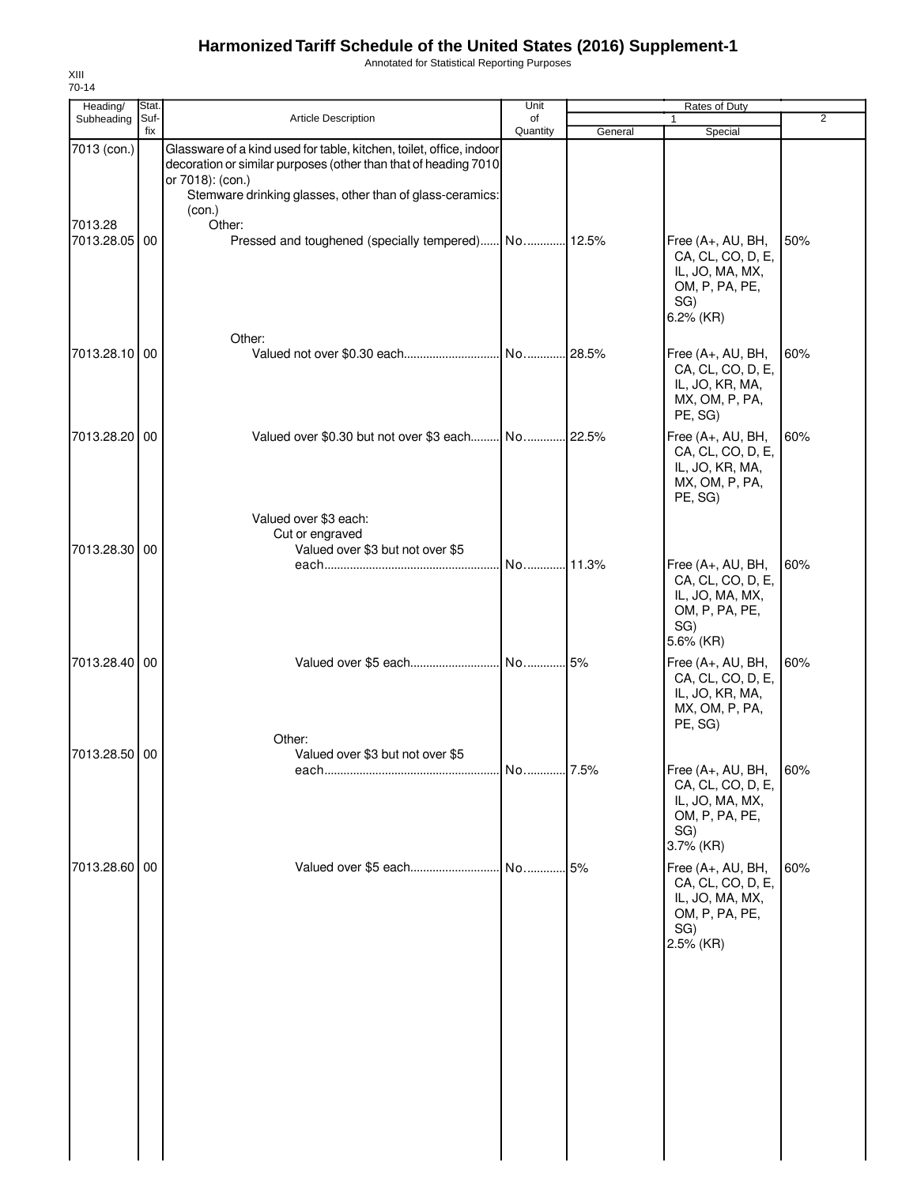# Harmonized Tariff Schedule of the United States (2016) Supplement-1

Annotated for Statistical Reporting Purposes

XIII
70-14

| Heading/ Subheading | Stat. Suf-fix | Article Description | Unit of Quantity | Rates of Duty 1 General | Special | 2 |
|---|---|---|---|---|---|---|
| 7013 (con.) | | Glassware of a kind used for table, kitchen, toilet, office, indoor decoration or similar purposes (other than that of heading 7010 or 7018): (con.) | | | | |
| | | Stemware drinking glasses, other than of glass-ceramics: (con.) | | | | |
| 7013.28 | | Other: | | | | |
| 7013.28.05 | 00 | Pressed and toughened (specially tempered) | No. | 12.5% | Free (A+, AU, BH, CA, CL, CO, D, E, IL, JO, MA, MX, OM, P, PA, PE, SG) 6.2% (KR) | 50% |
| | | Other: | | | | |
| 7013.28.10 | 00 | Valued not over $0.30 each | No. | 28.5% | Free (A+, AU, BH, CA, CL, CO, D, E, IL, JO, KR, MA, MX, OM, P, PA, PE, SG) | 60% |
| 7013.28.20 | 00 | Valued over $0.30 but not over $3 each | No. | 22.5% | Free (A+, AU, BH, CA, CL, CO, D, E, IL, JO, KR, MA, MX, OM, P, PA, PE, SG) | 60% |
| | | Valued over $3 each: | | | | |
| | | Cut or engraved | | | | |
| 7013.28.30 | 00 | Valued over $3 but not over $5 each | No. | 11.3% | Free (A+, AU, BH, CA, CL, CO, D, E, IL, JO, MA, MX, OM, P, PA, PE, SG) 5.6% (KR) | 60% |
| 7013.28.40 | 00 | Valued over $5 each | No. | 5% | Free (A+, AU, BH, CA, CL, CO, D, E, IL, JO, KR, MA, MX, OM, P, PA, PE, SG) | 60% |
| | | Other: | | | | |
| 7013.28.50 | 00 | Valued over $3 but not over $5 each | No. | 7.5% | Free (A+, AU, BH, CA, CL, CO, D, E, IL, JO, MA, MX, OM, P, PA, PE, SG) 3.7% (KR) | 60% |
| 7013.28.60 | 00 | Valued over $5 each | No. | 5% | Free (A+, AU, BH, CA, CL, CO, D, E, IL, JO, MA, MX, OM, P, PA, PE, SG) 2.5% (KR) | 60% |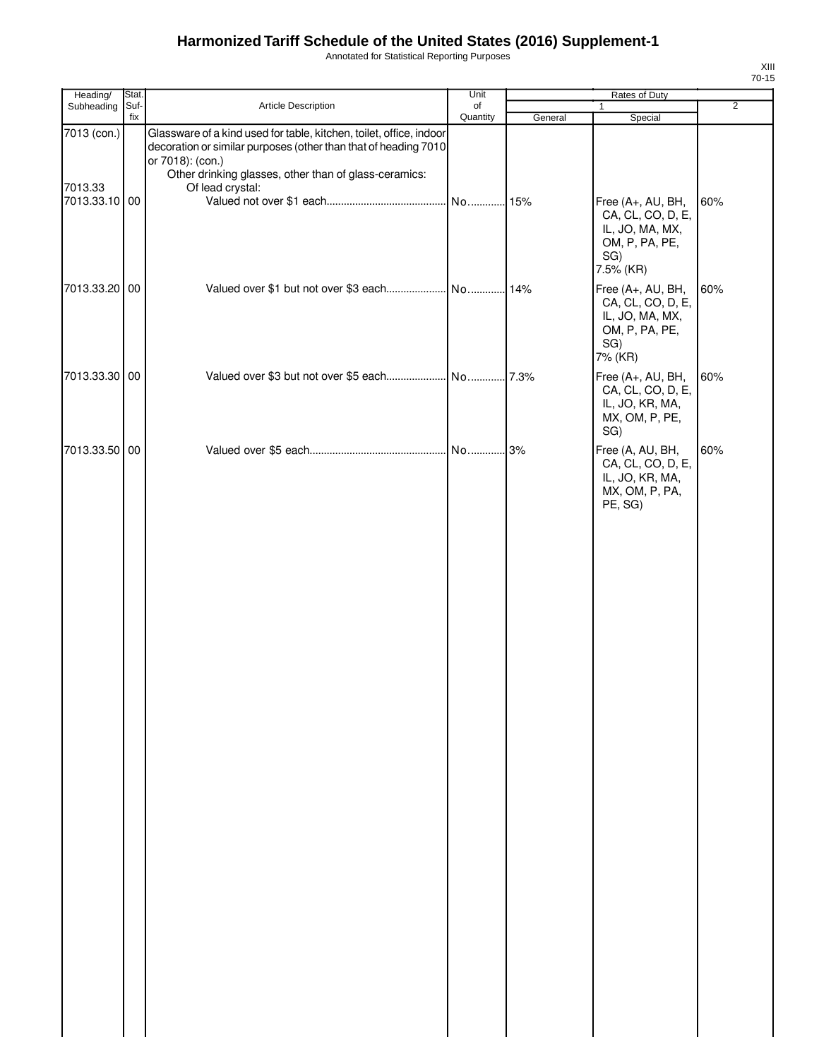# Harmonized Tariff Schedule of the United States (2016) Supplement-1

Annotated for Statistical Reporting Purposes

| Heading/ Subheading | Stat. Suf-fix | Article Description | Unit of Quantity | Rates of Duty 1 General | Rates of Duty 1 Special | Rates of Duty 2 |
|---|---|---|---|---|---|---|
| 7013 (con.) | | Glassware of a kind used for table, kitchen, toilet, office, indoor decoration or similar purposes (other than that of heading 7010 or 7018): (con.) | | | | |
| | | Other drinking glasses, other than of glass-ceramics: | | | | |
| 7013.33 | | Of lead crystal: | | | | |
| 7013.33.10 | 00 | Valued not over $1 each | No. | 15% | Free (A+, AU, BH, CA, CL, CO, D, E, IL, JO, MA, MX, OM, P, PA, PE, SG) 7.5% (KR) | 60% |
| 7013.33.20 | 00 | Valued over $1 but not over $3 each | No. | 14% | Free (A+, AU, BH, CA, CL, CO, D, E, IL, JO, MA, MX, OM, P, PA, PE, SG) 7% (KR) | 60% |
| 7013.33.30 | 00 | Valued over $3 but not over $5 each | No. | 7.3% | Free (A+, AU, BH, CA, CL, CO, D, E, IL, JO, KR, MA, MX, OM, P, PE, SG) | 60% |
| 7013.33.50 | 00 | Valued over $5 each | No. | 3% | Free (A, AU, BH, CA, CL, CO, D, E, IL, JO, KR, MA, MX, OM, P, PA, PE, SG) | 60% |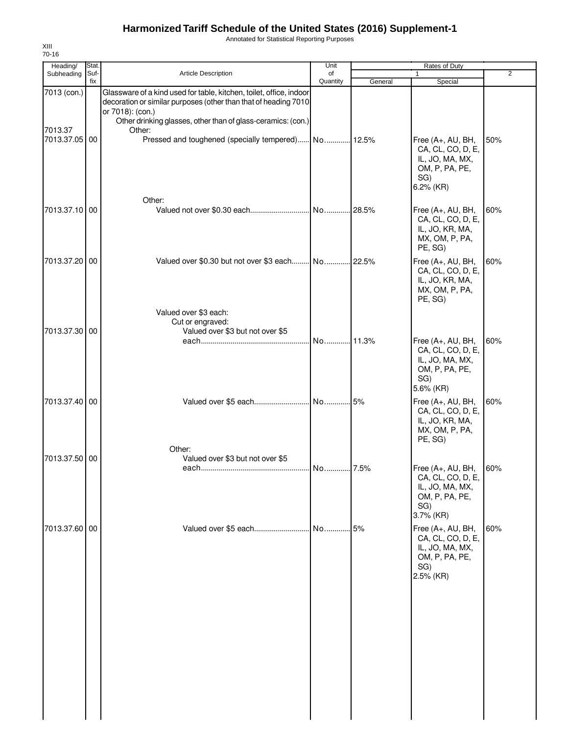# Harmonized Tariff Schedule of the United States (2016) Supplement-1

Annotated for Statistical Reporting Purposes

XIII
70-16

| Heading/ Subheading | Stat. Suf-fix | Article Description | Unit of Quantity | Rates of Duty 1 General | Special | 2 |
|---|---|---|---|---|---|---|
| 7013 (con.) | | Glassware of a kind used for table, kitchen, toilet, office, indoor decoration or similar purposes (other than that of heading 7010 or 7018): (con.) | | | | |
| | | Other drinking glasses, other than of glass-ceramics: (con.) | | | | |
| 7013.37 | | Other: | | | | |
| 7013.37.05 | 00 | Pressed and toughened (specially tempered) | No. | 12.5% | Free (A+, AU, BH, CA, CL, CO, D, E, IL, JO, MA, MX, OM, P, PA, PE, SG) 6.2% (KR) | 50% |
| | | Other: | | | | |
| 7013.37.10 | 00 | Valued not over $0.30 each | No. | 28.5% | Free (A+, AU, BH, CA, CL, CO, D, E, IL, JO, KR, MA, MX, OM, P, PA, PE, SG) | 60% |
| 7013.37.20 | 00 | Valued over $0.30 but not over $3 each | No. | 22.5% | Free (A+, AU, BH, CA, CL, CO, D, E, IL, JO, KR, MA, MX, OM, P, PA, PE, SG) | 60% |
| | | Valued over $3 each: | | | | |
| | | Cut or engraved: | | | | |
| 7013.37.30 | 00 | Valued over $3 but not over $5 each | No. | 11.3% | Free (A+, AU, BH, CA, CL, CO, D, E, IL, JO, MA, MX, OM, P, PA, PE, SG) 5.6% (KR) | 60% |
| 7013.37.40 | 00 | Valued over $5 each | No. | 5% | Free (A+, AU, BH, CA, CL, CO, D, E, IL, JO, KR, MA, MX, OM, P, PA, PE, SG) | 60% |
| | | Other: | | | | |
| 7013.37.50 | 00 | Valued over $3 but not over $5 each | No. | 7.5% | Free (A+, AU, BH, CA, CL, CO, D, E, IL, JO, MA, MX, OM, P, PA, PE, SG) 3.7% (KR) | 60% |
| 7013.37.60 | 00 | Valued over $5 each | No. | 5% | Free (A+, AU, BH, CA, CL, CO, D, E, IL, JO, MA, MX, OM, P, PA, PE, SG) 2.5% (KR) | 60% |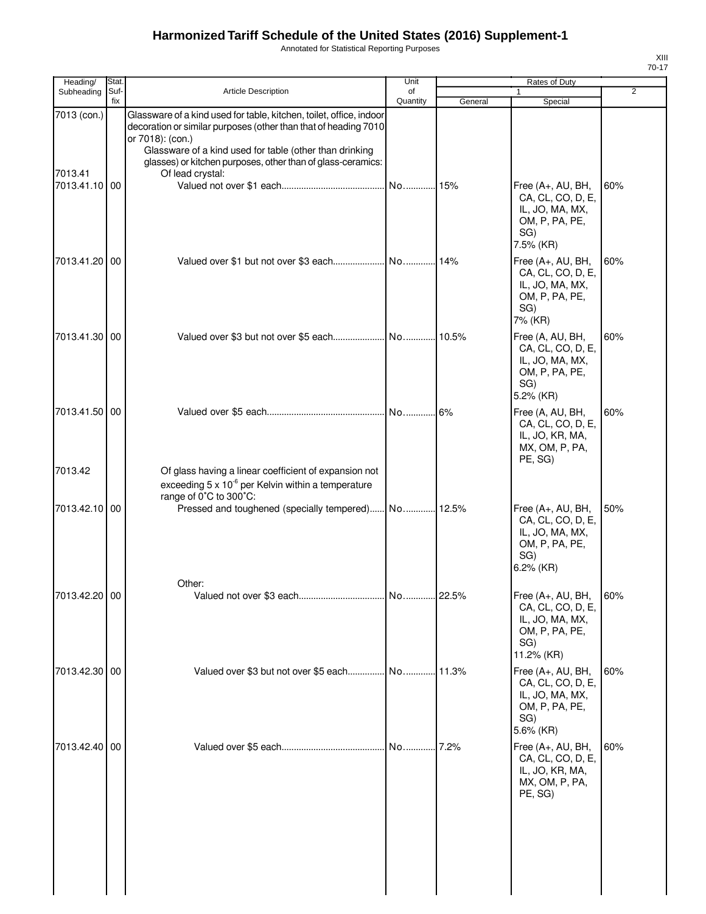# Harmonized Tariff Schedule of the United States (2016) Supplement-1

Annotated for Statistical Reporting Purposes

XIII
70-17

| Heading/ Subheading | Stat. Suf- fix | Article Description | Unit of Quantity | Rates of Duty 1 General | Special | 2 |
|---|---|---|---|---|---|---|
| 7013 (con.) | | Glassware of a kind used for table, kitchen, toilet, office, indoor decoration or similar purposes (other than that of heading 7010 or 7018): (con.) | | | | |
| | | Glassware of a kind used for table (other than drinking glasses) or kitchen purposes, other than of glass-ceramics: | | | | |
| 7013.41 | | Of lead crystal: | | | | |
| 7013.41.10 | 00 | Valued not over $1 each | No. | 15% | Free (A+, AU, BH, CA, CL, CO, D, E, IL, JO, MA, MX, OM, P, PA, PE, SG) 7.5% (KR) | 60% |
| 7013.41.20 | 00 | Valued over $1 but not over $3 each | No. | 14% | Free (A+, AU, BH, CA, CL, CO, D, E, IL, JO, MA, MX, OM, P, PA, PE, SG) 7% (KR) | 60% |
| 7013.41.30 | 00 | Valued over $3 but not over $5 each | No. | 10.5% | Free (A, AU, BH, CA, CL, CO, D, E, IL, JO, MA, MX, OM, P, PA, PE, SG) 5.2% (KR) | 60% |
| 7013.41.50 | 00 | Valued over $5 each | No. | 6% | Free (A, AU, BH, CA, CL, CO, D, E, IL, JO, KR, MA, MX, OM, P, PA, PE, SG) | 60% |
| 7013.42 | | Of glass having a linear coefficient of expansion not exceeding $5 \times 10^{-6}$ per Kelvin within a temperature range of 0˚C to 300˚C: | | | | |
| 7013.42.10 | 00 | Pressed and toughened (specially tempered) | No. | 12.5% | Free (A+, AU, BH, CA, CL, CO, D, E, IL, JO, MA, MX, OM, P, PA, PE, SG) 6.2% (KR) | 50% |
| | | Other: | | | | |
| 7013.42.20 | 00 | Valued not over $3 each | No. | 22.5% | Free (A+, AU, BH, CA, CL, CO, D, E, IL, JO, MA, MX, OM, P, PA, PE, SG) 11.2% (KR) | 60% |
| 7013.42.30 | 00 | Valued over $3 but not over $5 each | No. | 11.3% | Free (A+, AU, BH, CA, CL, CO, D, E, IL, JO, MA, MX, OM, P, PA, PE, SG) 5.6% (KR) | 60% |
| 7013.42.40 | 00 | Valued over $5 each | No. | 7.2% | Free (A+, AU, BH, CA, CL, CO, D, E, IL, JO, KR, MA, MX, OM, P, PA, PE, SG) | 60% |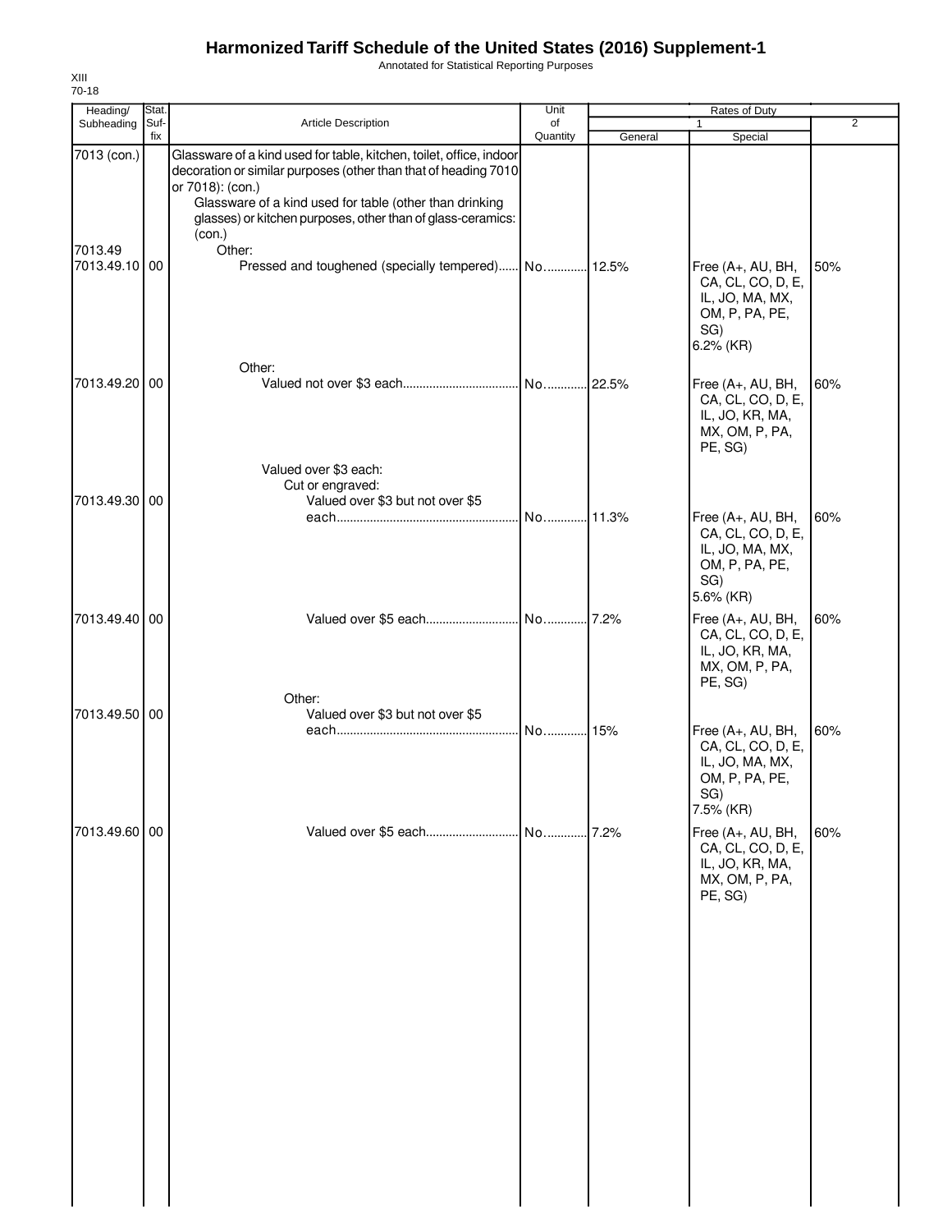# Harmonized Tariff Schedule of the United States (2016) Supplement-1

Annotated for Statistical Reporting Purposes

XIII
70-18

| Heading/ Subheading | Stat. Suf- fix | Article Description | Unit of Quantity | Rates of Duty 1 General | Special | 2 |
|---|---|---|---|---|---|---|
| 7013 (con.) | | Glassware of a kind used for table, kitchen, toilet, office, indoor decoration or similar purposes (other than that of heading 7010 or 7018): (con.) | | | | |
| | | Glassware of a kind used for table (other than drinking glasses) or kitchen purposes, other than of glass-ceramics: (con.) | | | | |
| 7013.49 | | Other: | | | | |
| 7013.49.10 | 00 | Pressed and toughened (specially tempered) | No. | 12.5% | Free (A+, AU, BH, CA, CL, CO, D, E, IL, JO, MA, MX, OM, P, PA, PE, SG) 6.2% (KR) | 50% |
| | | Other: | | | | |
| 7013.49.20 | 00 | Valued not over $3 each | No. | 22.5% | Free (A+, AU, BH, CA, CL, CO, D, E, IL, JO, KR, MA, MX, OM, P, PA, PE, SG) | 60% |
| | | Valued over $3 each: | | | | |
| | | Cut or engraved: | | | | |
| 7013.49.30 | 00 | Valued over $3 but not over $5 each | No. | 11.3% | Free (A+, AU, BH, CA, CL, CO, D, E, IL, JO, MA, MX, OM, P, PA, PE, SG) 5.6% (KR) | 60% |
| 7013.49.40 | 00 | Valued over $5 each | No. | 7.2% | Free (A+, AU, BH, CA, CL, CO, D, E, IL, JO, KR, MA, MX, OM, P, PA, PE, SG) | 60% |
| | | Other: | | | | |
| 7013.49.50 | 00 | Valued over $3 but not over $5 each | No. | 15% | Free (A+, AU, BH, CA, CL, CO, D, E, IL, JO, MA, MX, OM, P, PA, PE, SG) 7.5% (KR) | 60% |
| 7013.49.60 | 00 | Valued over $5 each | No. | 7.2% | Free (A+, AU, BH, CA, CL, CO, D, E, IL, JO, KR, MA, MX, OM, P, PA, PE, SG) | 60% |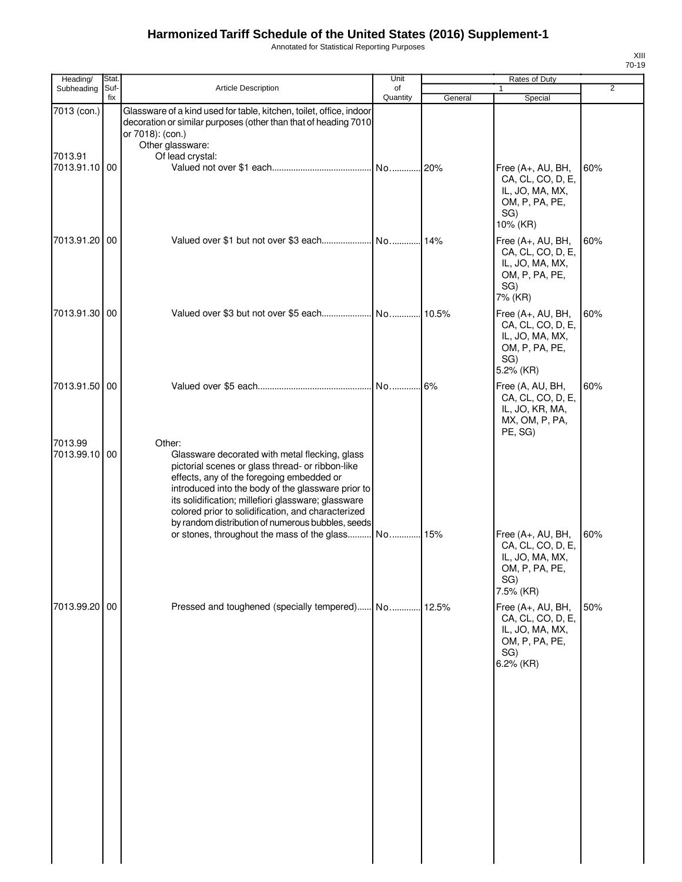# Harmonized Tariff Schedule of the United States (2016) Supplement-1

Annotated for Statistical Reporting Purposes

XIII
70-19

| Heading/ Subheading | Stat. Suf-fix | Article Description | Unit of Quantity | Rates of Duty 1 General | Special | 2 |
|---|---|---|---|---|---|---|
| 7013 (con.) | | Glassware of a kind used for table, kitchen, toilet, office, indoor decoration or similar purposes (other than that of heading 7010 or 7018): (con.) | | | | |
| | | Other glassware: | | | | |
| 7013.91 | | Of lead crystal: | | | | |
| 7013.91.10 | 00 | Valued not over $1 each | No. | 20% | Free (A+, AU, BH, CA, CL, CO, D, E, IL, JO, MA, MX, OM, P, PA, PE, SG) 10% (KR) | 60% |
| 7013.91.20 | 00 | Valued over $1 but not over $3 each | No. | 14% | Free (A+, AU, BH, CA, CL, CO, D, E, IL, JO, MA, MX, OM, P, PA, PE, SG) 7% (KR) | 60% |
| 7013.91.30 | 00 | Valued over $3 but not over $5 each | No. | 10.5% | Free (A+, AU, BH, CA, CL, CO, D, E, IL, JO, MA, MX, OM, P, PA, PE, SG) 5.2% (KR) | 60% |
| 7013.91.50 | 00 | Valued over $5 each | No. | 6% | Free (A, AU, BH, CA, CL, CO, D, E, IL, JO, KR, MA, MX, OM, P, PA, PE, SG) | 60% |
| 7013.99 | | Other: | | | | |
| 7013.99.10 | 00 | Glassware decorated with metal flecking, glass pictorial scenes or glass thread- or ribbon-like effects, any of the foregoing embedded or introduced into the body of the glassware prior to its solidification; millefiori glassware; glassware colored prior to solidification, and characterized by random distribution of numerous bubbles, seeds or stones, throughout the mass of the glass | No. | 15% | Free (A+, AU, BH, CA, CL, CO, D, E, IL, JO, MA, MX, OM, P, PA, PE, SG) 7.5% (KR) | 60% |
| 7013.99.20 | 00 | Pressed and toughened (specially tempered) | No. | 12.5% | Free (A+, AU, BH, CA, CL, CO, D, E, IL, JO, MA, MX, OM, P, PA, PE, SG) 6.2% (KR) | 50% |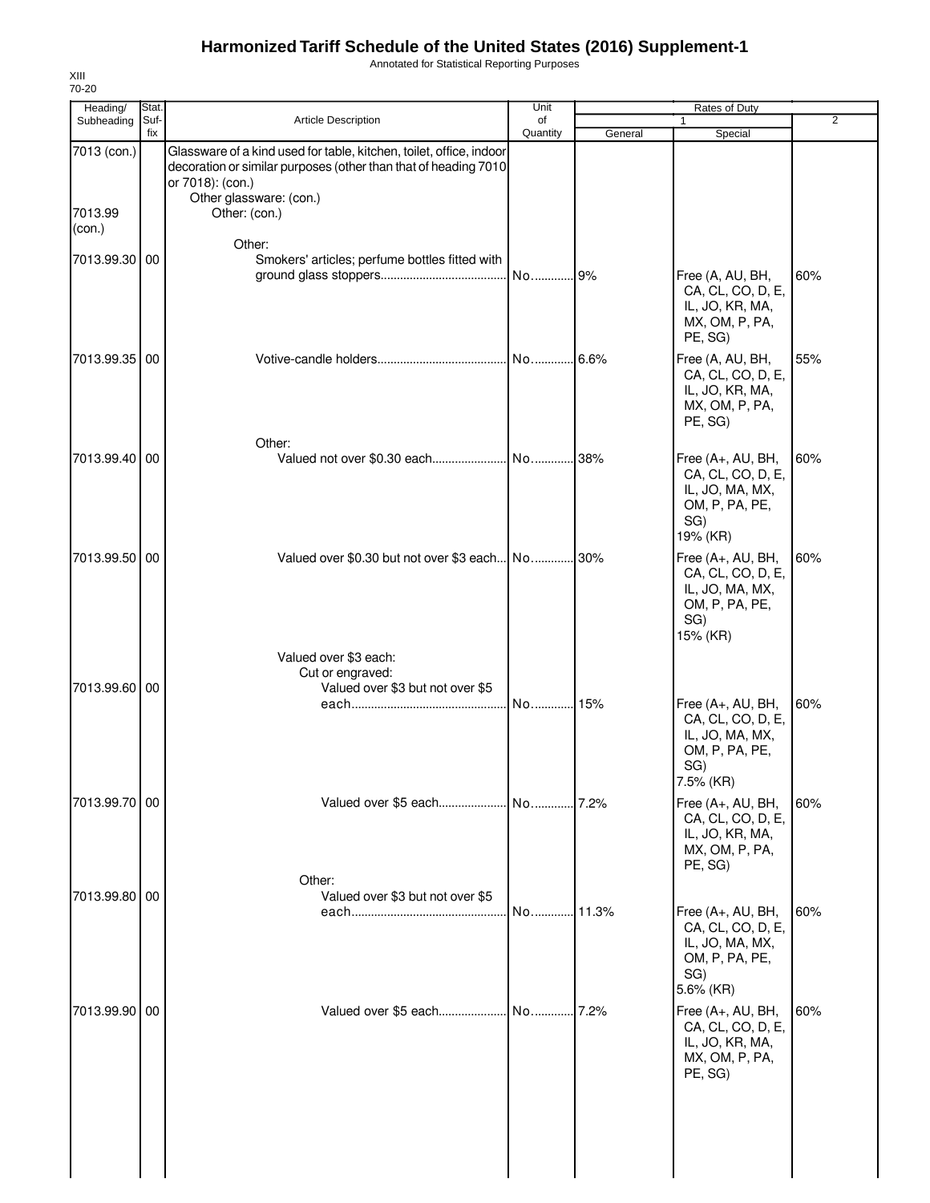# Harmonized Tariff Schedule of the United States (2016) Supplement-1

Annotated for Statistical Reporting Purposes

XIII
70-20

| Heading/ Subheading | Stat. Suf- fix | Article Description | Unit of Quantity | Rates of Duty 1 General | Special | 2 |
|---|---|---|---|---|---|---|
| 7013 (con.) | | Glassware of a kind used for table, kitchen, toilet, office, indoor decoration or similar purposes (other than that of heading 7010 or 7018): (con.) | | | | |
| | | Other glassware: (con.) | | | | |
| 7013.99 (con.) | | Other: (con.) | | | | |
| | | Other: | | | | |
| 7013.99.30 | 00 | Smokers' articles; perfume bottles fitted with ground glass stoppers | No. | 9% | Free (A, AU, BH, CA, CL, CO, D, E, IL, JO, KR, MA, MX, OM, P, PA, PE, SG) | 60% |
| 7013.99.35 | 00 | Votive-candle holders | No. | 6.6% | Free (A, AU, BH, CA, CL, CO, D, E, IL, JO, KR, MA, MX, OM, P, PA, PE, SG) | 55% |
| | | Other: | | | | |
| 7013.99.40 | 00 | Valued not over $0.30 each | No. | 38% | Free (A+, AU, BH, CA, CL, CO, D, E, IL, JO, MA, MX, OM, P, PA, PE, SG) 19% (KR) | 60% |
| 7013.99.50 | 00 | Valued over $0.30 but not over $3 each | No. | 30% | Free (A+, AU, BH, CA, CL, CO, D, E, IL, JO, MA, MX, OM, P, PA, PE, SG) 15% (KR) | 60% |
| | | Valued over $3 each: | | | | |
| | | Cut or engraved: | | | | |
| 7013.99.60 | 00 | Valued over $3 but not over $5 each | No. | 15% | Free (A+, AU, BH, CA, CL, CO, D, E, IL, JO, MA, MX, OM, P, PA, PE, SG) 7.5% (KR) | 60% |
| 7013.99.70 | 00 | Valued over $5 each | No. | 7.2% | Free (A+, AU, BH, CA, CL, CO, D, E, IL, JO, KR, MA, MX, OM, P, PA, PE, SG) | 60% |
| | | Other: | | | | |
| 7013.99.80 | 00 | Valued over $3 but not over $5 each | No. | 11.3% | Free (A+, AU, BH, CA, CL, CO, D, E, IL, JO, MA, MX, OM, P, PA, PE, SG) 5.6% (KR) | 60% |
| 7013.99.90 | 00 | Valued over $5 each | No. | 7.2% | Free (A+, AU, BH, CA, CL, CO, D, E, IL, JO, KR, MA, MX, OM, P, PA, PE, SG) | 60% |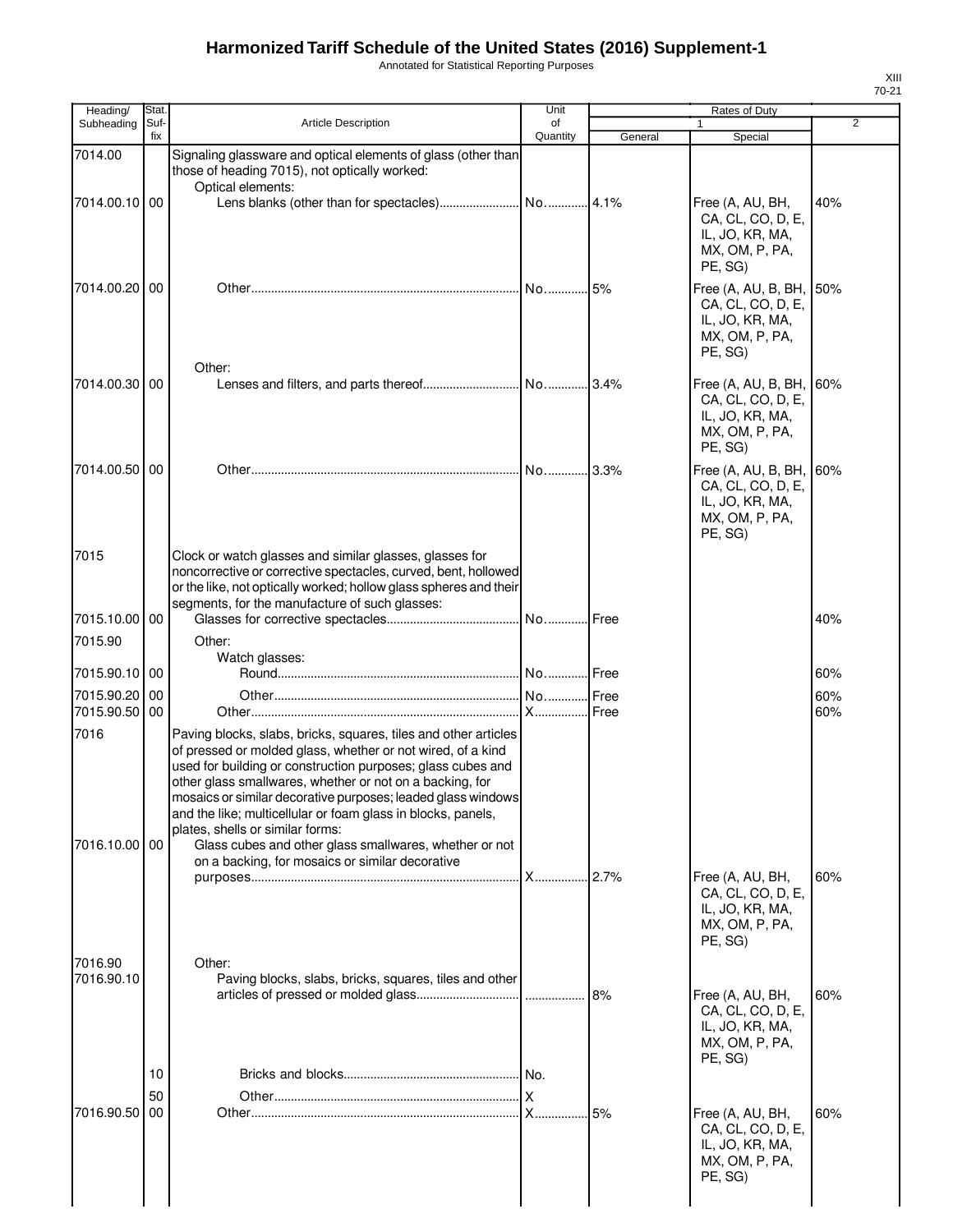# Harmonized Tariff Schedule of the United States (2016) Supplement-1

Annotated for Statistical Reporting Purposes

XIII
70-21

| Heading/ Subheading | Stat. Suf-fix | Article Description | Unit of Quantity | Rates of Duty 1 General | Special | 2 |
|---|---|---|---|---|---|---|
| 7014.00 | | Signaling glassware and optical elements of glass (other than those of heading 7015), not optically worked: | | | | |
| | | Optical elements: | | | | |
| 7014.00.10 | 00 | Lens blanks (other than for spectacles) | No. | 4.1% | Free (A, AU, BH, CA, CL, CO, D, E, IL, JO, KR, MA, MX, OM, P, PA, PE, SG) | 40% |
| 7014.00.20 | 00 | Other | No. | 5% | Free (A, AU, B, BH, CA, CL, CO, D, E, IL, JO, KR, MA, MX, OM, P, PA, PE, SG) | 50% |
| | | Other: | | | | |
| 7014.00.30 | 00 | Lenses and filters, and parts thereof | No. | 3.4% | Free (A, AU, B, BH, CA, CL, CO, D, E, IL, JO, KR, MA, MX, OM, P, PA, PE, SG) | 60% |
| 7014.00.50 | 00 | Other | No. | 3.3% | Free (A, AU, B, BH, CA, CL, CO, D, E, IL, JO, KR, MA, MX, OM, P, PA, PE, SG) | 60% |
| 7015 | | Clock or watch glasses and similar glasses, glasses for noncorrective or corrective spectacles, curved, bent, hollowed or the like, not optically worked; hollow glass spheres and their segments, for the manufacture of such glasses: | | | | |
| 7015.10.00 | 00 | Glasses for corrective spectacles | No. | Free | | 40% |
| 7015.90 | | Other: | | | | |
| | | Watch glasses: | | | | |
| 7015.90.10 | 00 | Round | No. | Free | | 60% |
| 7015.90.20 | 00 | Other | No. | Free | | 60% |
| 7015.90.50 | 00 | Other | X | Free | | 60% |
| 7016 | | Paving blocks, slabs, bricks, squares, tiles and other articles of pressed or molded glass, whether or not wired, of a kind used for building or construction purposes; glass cubes and other glass smallwares, whether or not on a backing, for mosaics or similar decorative purposes; leaded glass windows and the like; multicellular or foam glass in blocks, panels, plates, shells or similar forms: | | | | |
| 7016.10.00 | 00 | Glass cubes and other glass smallwares, whether or not on a backing, for mosaics or similar decorative purposes | X | 2.7% | Free (A, AU, BH, CA, CL, CO, D, E, IL, JO, KR, MA, MX, OM, P, PA, PE, SG) | 60% |
| 7016.90 | | Other: | | | | |
| 7016.90.10 | | Paving blocks, slabs, bricks, squares, tiles and other articles of pressed or molded glass | | 8% | Free (A, AU, BH, CA, CL, CO, D, E, IL, JO, KR, MA, MX, OM, P, PA, PE, SG) | 60% |
| | 10 | Bricks and blocks | No. | | | |
| | 50 | Other | X | | | |
| 7016.90.50 | 00 | Other | X | 5% | Free (A, AU, BH, CA, CL, CO, D, E, IL, JO, KR, MA, MX, OM, P, PA, PE, SG) | 60% |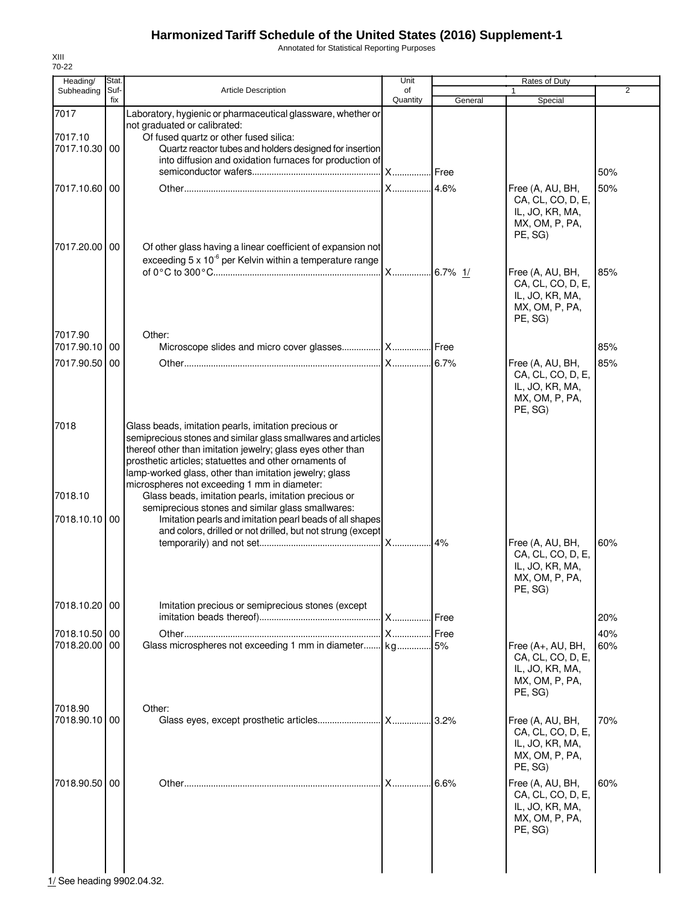# Harmonized Tariff Schedule of the United States (2016) Supplement-1

Annotated for Statistical Reporting Purposes

XIII
70-22

| Heading/ Subheading | Stat. Suf-fix | Article Description | Unit of Quantity | Rates of Duty 1 General | Special | 2 |
|---|---|---|---|---|---|---|
| 7017 | | Laboratory, hygienic or pharmaceutical glassware, whether or not graduated or calibrated: | | | | |
| 7017.10 | | Of fused quartz or other fused silica: | | | | |
| 7017.10.30 | 00 | Quartz reactor tubes and holders designed for insertion into diffusion and oxidation furnaces for production of semiconductor wafers | X | Free | | 50% |
| 7017.10.60 | 00 | Other | X | 4.6% | Free (A, AU, BH, CA, CL, CO, D, E, IL, JO, KR, MA, MX, OM, P, PA, PE, SG) | 50% |
| 7017.20.00 | 00 | Of other glass having a linear coefficient of expansion not exceeding $5 \times 10^{-6}$ per Kelvin within a temperature range of 0°C to 300°C | X | 6.7% 1/ | Free (A, AU, BH, CA, CL, CO, D, E, IL, JO, KR, MA, MX, OM, P, PA, PE, SG) | 85% |
| 7017.90 | | Other: | | | | |
| 7017.90.10 | 00 | Microscope slides and micro cover glasses | X | Free | | 85% |
| 7017.90.50 | 00 | Other | X | 6.7% | Free (A, AU, BH, CA, CL, CO, D, E, IL, JO, KR, MA, MX, OM, P, PA, PE, SG) | 85% |
| 7018 | | Glass beads, imitation pearls, imitation precious or semiprecious stones and similar glass smallwares and articles thereof other than imitation jewelry; glass eyes other than prosthetic articles; statuettes and other ornaments of lamp-worked glass, other than imitation jewelry; glass microspheres not exceeding 1 mm in diameter: | | | | |
| 7018.10 | | Glass beads, imitation pearls, imitation precious or semiprecious stones and similar glass smallwares: | | | | |
| 7018.10.10 | 00 | Imitation pearls and imitation pearl beads of all shapes and colors, drilled or not drilled, but not strung (except temporarily) and not set | X | 4% | Free (A, AU, BH, CA, CL, CO, D, E, IL, JO, KR, MA, MX, OM, P, PA, PE, SG) | 60% |
| 7018.10.20 | 00 | Imitation precious or semiprecious stones (except imitation beads thereof) | X | Free | | 20% |
| 7018.10.50 | 00 | Other | X | Free | | 40% |
| 7018.20.00 | 00 | Glass microspheres not exceeding 1 mm in diameter | kg | 5% | Free (A+, AU, BH, CA, CL, CO, D, E, IL, JO, KR, MA, MX, OM, P, PA, PE, SG) | 60% |
| 7018.90 | | Other: | | | | |
| 7018.90.10 | 00 | Glass eyes, except prosthetic articles | X | 3.2% | Free (A, AU, BH, CA, CL, CO, D, E, IL, JO, KR, MA, MX, OM, P, PA, PE, SG) | 70% |
| 7018.90.50 | 00 | Other | X | 6.6% | Free (A, AU, BH, CA, CL, CO, D, E, IL, JO, KR, MA, MX, OM, P, PA, PE, SG) | 60% |

1/ See heading 9902.04.32.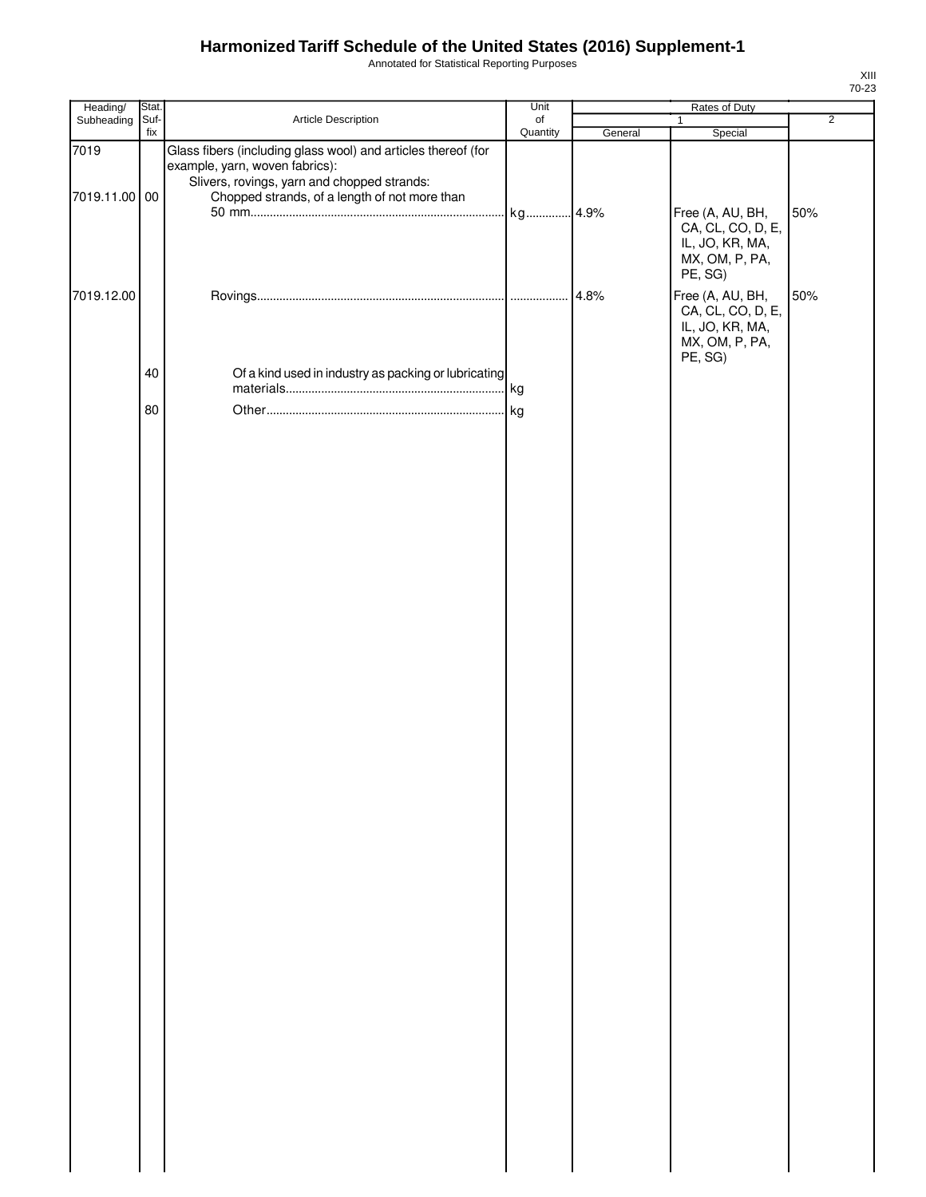# Harmonized Tariff Schedule of the United States (2016) Supplement-1

Annotated for Statistical Reporting Purposes

XIII
70-23

| Heading/ Subheading | Stat. Suf- fix | Article Description | Unit of Quantity | Rates of Duty 1 General | Rates of Duty 1 Special | Rates of Duty 2 |
|---|---|---|---|---|---|---|
| 7019 | | Glass fibers (including glass wool) and articles thereof (for example, yarn, woven fabrics): | | | | |
| | | Slivers, rovings, yarn and chopped strands: | | | | |
| 7019.11.00 | 00 | Chopped strands, of a length of not more than 50 mm | kg | 4.9% | Free (A, AU, BH, CA, CL, CO, D, E, IL, JO, KR, MA, MX, OM, P, PA, PE, SG) | 50% |
| 7019.12.00 | | Rovings | | 4.8% | Free (A, AU, BH, CA, CL, CO, D, E, IL, JO, KR, MA, MX, OM, P, PA, PE, SG) | 50% |
| | 40 | Of a kind used in industry as packing or lubricating materials | kg | | | |
| | 80 | Other | kg | | | |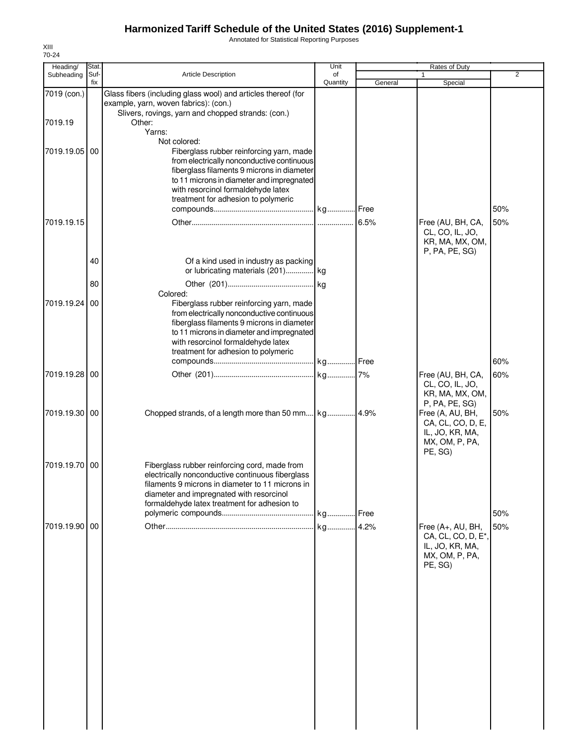# Harmonized Tariff Schedule of the United States (2016) Supplement-1

Annotated for Statistical Reporting Purposes

XIII
70-24

| Heading/ Subheading | Stat. Suf- fix | Article Description | Unit of Quantity | Rates of Duty 1 General | Special | 2 |
|---|---|---|---|---|---|---|
| 7019 (con.) | | Glass fibers (including glass wool) and articles thereof (for example, yarn, woven fabrics): (con.) | | | | |
| | | Slivers, rovings, yarn and chopped strands: (con.) | | | | |
| 7019.19 | | Other: | | | | |
| | | Yarns: | | | | |
| | | Not colored: | | | | |
| 7019.19.05 | 00 | Fiberglass rubber reinforcing yarn, made from electrically nonconductive continuous fiberglass filaments 9 microns in diameter to 11 microns in diameter and impregnated with resorcinol formaldehyde latex treatment for adhesion to polymeric compounds | kg | Free | | 50% |
| 7019.19.15 | | Other | | 6.5% | Free (AU, BH, CA, CL, CO, IL, JO, KR, MA, MX, OM, P, PA, PE, SG) | 50% |
| | 40 | Of a kind used in industry as packing or lubricating materials (201) | kg | | | |
| | 80 | Other (201) | kg | | | |
| | | Colored: | | | | |
| 7019.19.24 | 00 | Fiberglass rubber reinforcing yarn, made from electrically nonconductive continuous fiberglass filaments 9 microns in diameter to 11 microns in diameter and impregnated with resorcinol formaldehyde latex treatment for adhesion to polymeric compounds | kg | Free | | 60% |
| 7019.19.28 | 00 | Other (201) | kg | 7% | Free (AU, BH, CA, CL, CO, IL, JO, KR, MA, MX, OM, P, PA, PE, SG) | 60% |
| 7019.19.30 | 00 | Chopped strands, of a length more than 50 mm | kg | 4.9% | Free (A, AU, BH, CA, CL, CO, D, E, IL, JO, KR, MA, MX, OM, P, PA, PE, SG) | 50% |
| 7019.19.70 | 00 | Fiberglass rubber reinforcing cord, made from electrically nonconductive continuous fiberglass filaments 9 microns in diameter to 11 microns in diameter and impregnated with resorcinol formaldehyde latex treatment for adhesion to polymeric compounds | kg | Free | | 50% |
| 7019.19.90 | 00 | Other | kg | 4.2% | Free (A+, AU, BH, CA, CL, CO, D, E*, IL, JO, KR, MA, MX, OM, P, PA, PE, SG) | 50% |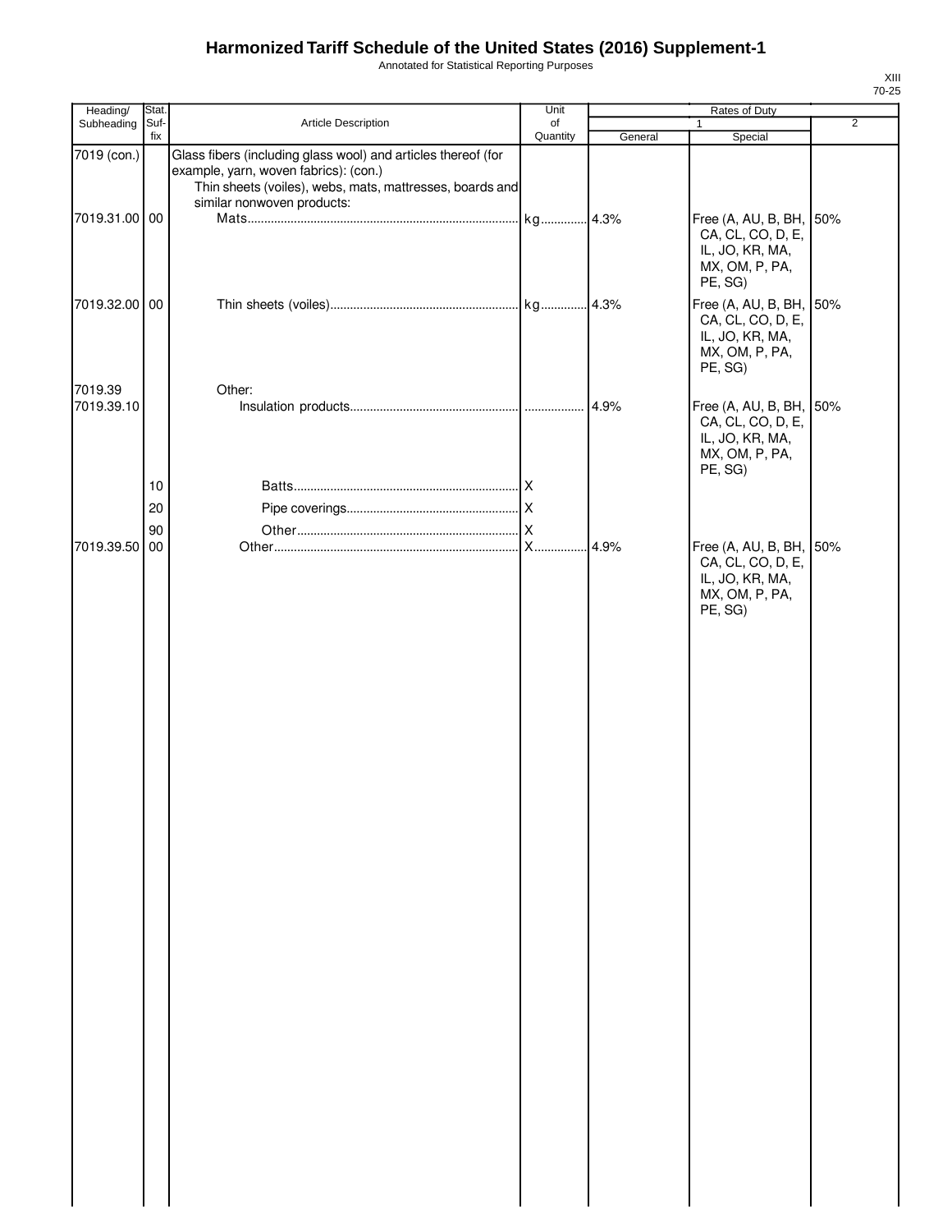# Harmonized Tariff Schedule of the United States (2016) Supplement-1

Annotated for Statistical Reporting Purposes

XIII
70-25

| Heading/ Subheading | Stat. Suf- fix | Article Description | Unit of Quantity | Rates of Duty 1 General | Special | 2 |
|---|---|---|---|---|---|---|
| 7019 (con.) | | Glass fibers (including glass wool) and articles thereof (for example, yarn, woven fabrics): (con.) | | | | |
| | | Thin sheets (voiles), webs, mats, mattresses, boards and similar nonwoven products: | | | | |
| 7019.31.00 | 00 | Mats | kg | 4.3% | Free (A, AU, B, BH, CA, CL, CO, D, E, IL, JO, KR, MA, MX, OM, P, PA, PE, SG) | 50% |
| 7019.32.00 | 00 | Thin sheets (voiles) | kg | 4.3% | Free (A, AU, B, BH, CA, CL, CO, D, E, IL, JO, KR, MA, MX, OM, P, PA, PE, SG) | 50% |
| 7019.39 | | Other: | | | | |
| 7019.39.10 | | Insulation products | | 4.9% | Free (A, AU, B, BH, CA, CL, CO, D, E, IL, JO, KR, MA, MX, OM, P, PA, PE, SG) | 50% |
| | 10 | Batts | X | | | |
| | 20 | Pipe coverings | X | | | |
| | 90 | Other | X | | | |
| 7019.39.50 | 00 | Other | X | 4.9% | Free (A, AU, B, BH, CA, CL, CO, D, E, IL, JO, KR, MA, MX, OM, P, PA, PE, SG) | 50% |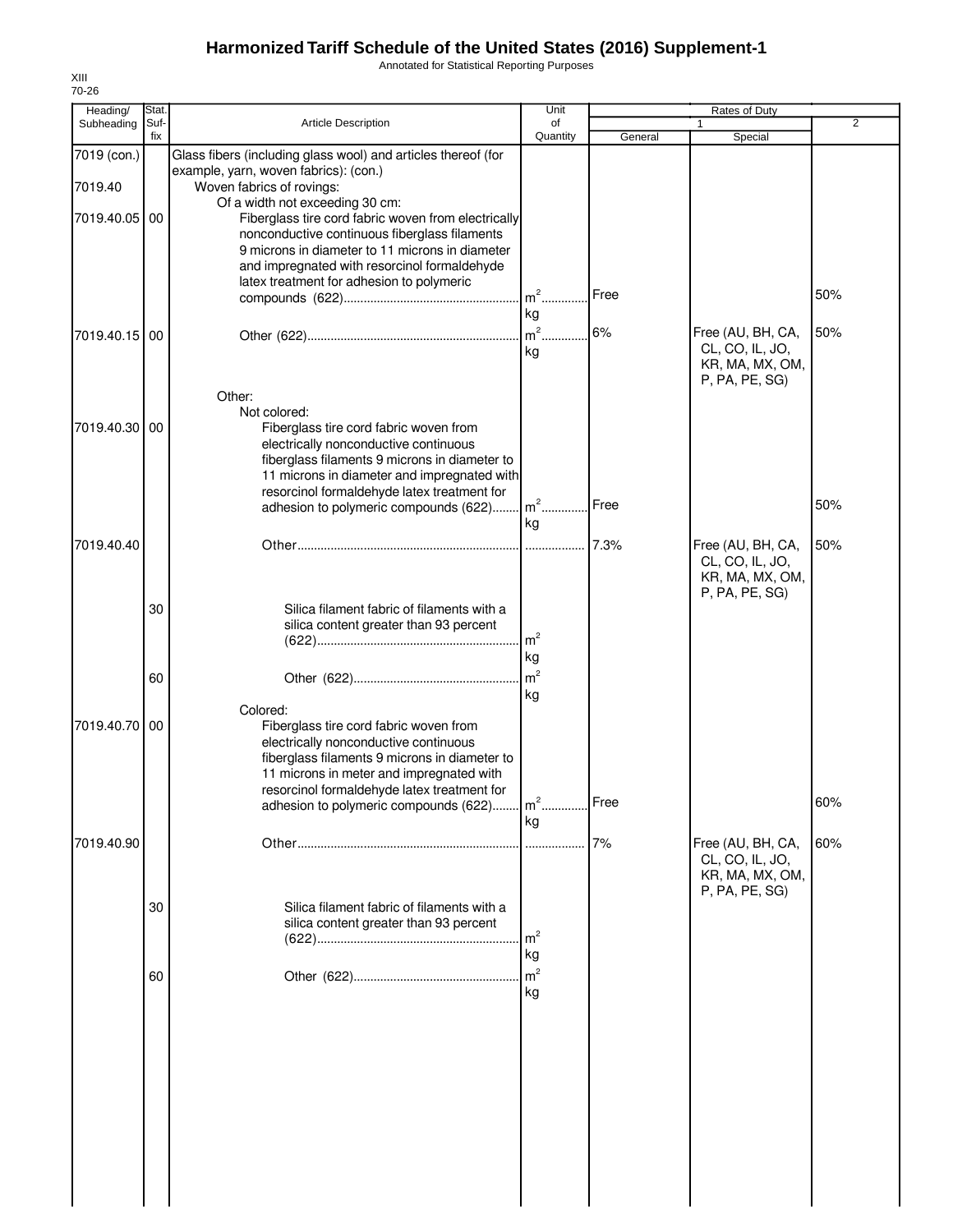# Harmonized Tariff Schedule of the United States (2016) Supplement-1

Annotated for Statistical Reporting Purposes

XIII
70-26

| Heading/ Subheading | Stat. Suf- fix | Article Description | Unit of Quantity | Rates of Duty 1 General | Special | 2 |
|---|---|---|---|---|---|---|
| 7019 (con.) | | Glass fibers (including glass wool) and articles thereof (for example, yarn, woven fabrics): (con.) | | | | |
| 7019.40 | | Woven fabrics of rovings: | | | | |
| | | Of a width not exceeding 30 cm: | | | | |
| 7019.40.05 | 00 | Fiberglass tire cord fabric woven from electrically nonconductive continuous fiberglass filaments 9 microns in diameter to 11 microns in diameter and impregnated with resorcinol formaldehyde latex treatment for adhesion to polymeric compounds (622) | $m^2$ kg | Free | | 50% |
| 7019.40.15 | 00 | Other (622) | $m^2$ kg | 6% | Free (AU, BH, CA, CL, CO, IL, JO, KR, MA, MX, OM, P, PA, PE, SG) | 50% |
| | | Other: | | | | |
| | | Not colored: | | | | |
| 7019.40.30 | 00 | Fiberglass tire cord fabric woven from electrically nonconductive continuous fiberglass filaments 9 microns in diameter to 11 microns in diameter and impregnated with resorcinol formaldehyde latex treatment for adhesion to polymeric compounds (622) | $m^2$ kg | Free | | 50% |
| 7019.40.40 | | Other | | 7.3% | Free (AU, BH, CA, CL, CO, IL, JO, KR, MA, MX, OM, P, PA, PE, SG) | 50% |
| | 30 | Silica filament fabric of filaments with a silica content greater than 93 percent (622) | $m^2$ kg | | | |
| | 60 | Other (622) | $m^2$ kg | | | |
| | | Colored: | | | | |
| 7019.40.70 | 00 | Fiberglass tire cord fabric woven from electrically nonconductive continuous fiberglass filaments 9 microns in diameter to 11 microns in meter and impregnated with resorcinol formaldehyde latex treatment for adhesion to polymeric compounds (622) | $m^2$ kg | Free | | 60% |
| 7019.40.90 | | Other | | 7% | Free (AU, BH, CA, CL, CO, IL, JO, KR, MA, MX, OM, P, PA, PE, SG) | 60% |
| | 30 | Silica filament fabric of filaments with a silica content greater than 93 percent (622) | $m^2$ kg | | | |
| | 60 | Other (622) | $m^2$ kg | | | |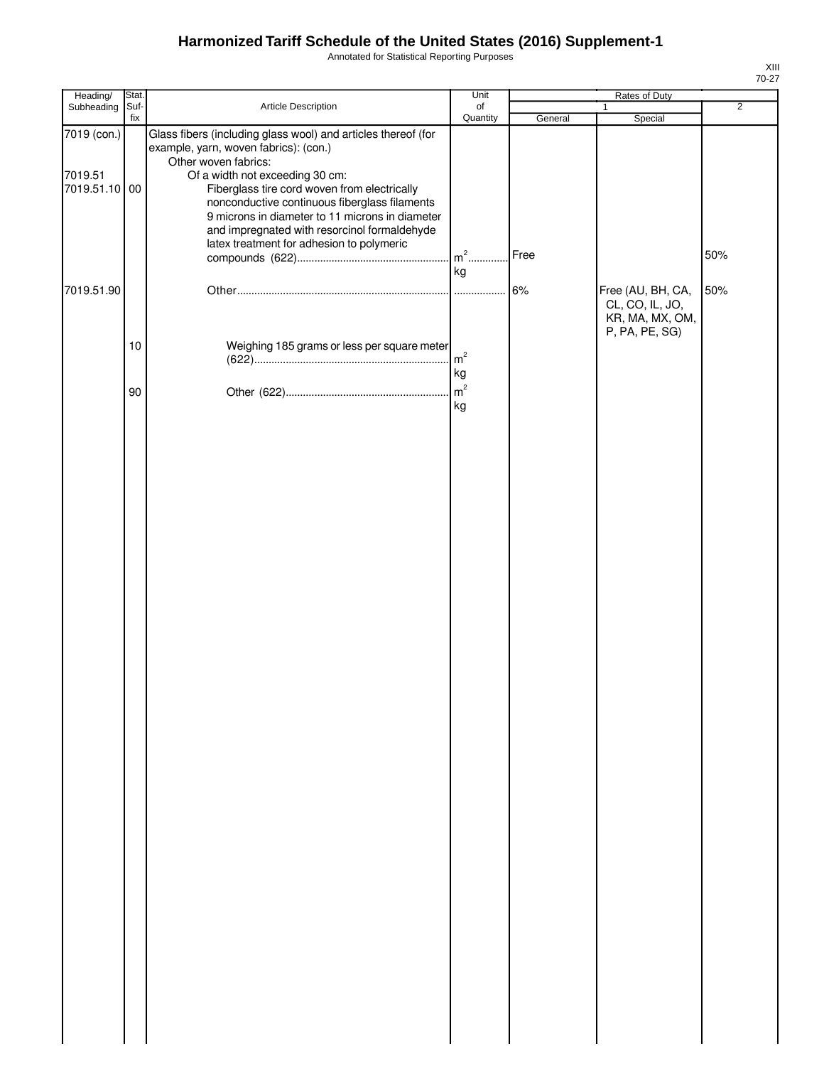# Harmonized Tariff Schedule of the United States (2016) Supplement-1

Annotated for Statistical Reporting Purposes

XIII
70-27

| Heading/ Subheading | Stat. Suf-fix | Article Description | Unit of Quantity | Rates of Duty 1 General | Special | 2 |
|---|---|---|---|---|---|---|
| 7019 (con.) | | Glass fibers (including glass wool) and articles thereof (for example, yarn, woven fabrics): (con.) | | | | |
| | | Other woven fabrics: | | | | |
| 7019.51 | | Of a width not exceeding 30 cm: | | | | |
| 7019.51.10 | 00 | Fiberglass tire cord woven from electrically nonconductive continuous fiberglass filaments 9 microns in diameter to 11 microns in diameter and impregnated with resorcinol formaldehyde latex treatment for adhesion to polymeric compounds (622) | $m^2$<br>kg | Free | | 50% |
| 7019.51.90 | | Other | | 6% | Free (AU, BH, CA, CL, CO, IL, JO, KR, MA, MX, OM, P, PA, PE, SG) | 50% |
| | 10 | Weighing 185 grams or less per square meter (622) | $m^2$<br>kg | | | |
| | 90 | Other (622) | $m^2$<br>kg | | | |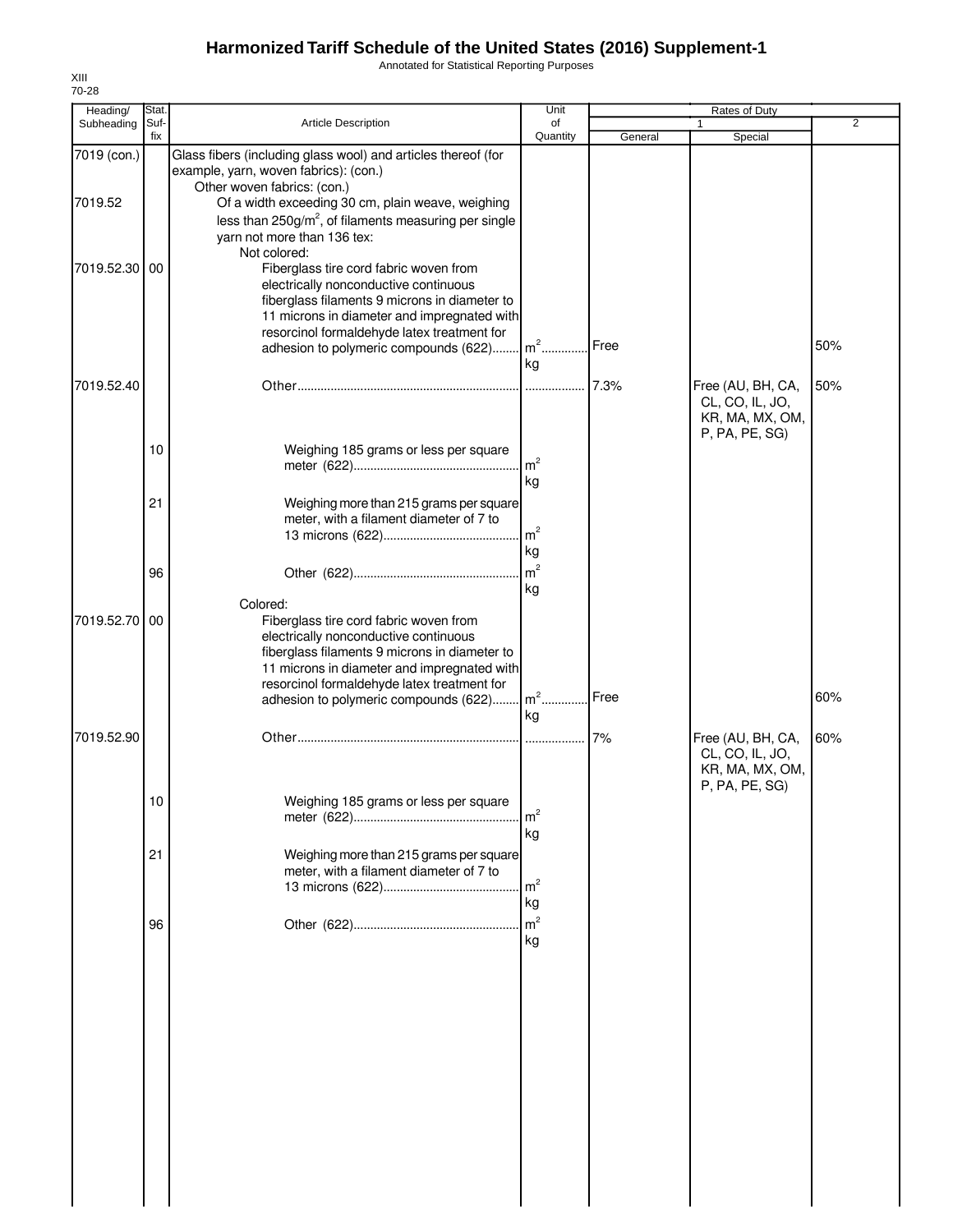# Harmonized Tariff Schedule of the United States (2016) Supplement-1

Annotated for Statistical Reporting Purposes

XIII
70-28

| Heading/ Subheading | Stat. Suf- fix | Article Description | Unit of Quantity | Rates of Duty 1 General | Special | 2 |
|---|---|---|---|---|---|---|
| 7019 (con.) | | Glass fibers (including glass wool) and articles thereof (for example, yarn, woven fabrics): (con.) | | | | |
| | | Other woven fabrics: (con.) | | | | |
| 7019.52 | | Of a width exceeding 30 cm, plain weave, weighing less than $250g/m^2$, of filaments measuring per single yarn not more than 136 tex: | | | | |
| | | Not colored: | | | | |
| 7019.52.30 | 00 | Fiberglass tire cord fabric woven from electrically nonconductive continuous fiberglass filaments 9 microns in diameter to 11 microns in diameter and impregnated with resorcinol formaldehyde latex treatment for adhesion to polymeric compounds (622) | $m^2$ kg | Free | | 50% |
| 7019.52.40 | | Other | | 7.3% | Free (AU, BH, CA, CL, CO, IL, JO, KR, MA, MX, OM, P, PA, PE, SG) | 50% |
| | 10 | Weighing 185 grams or less per square meter (622) | $m^2$ kg | | | |
| | 21 | Weighing more than 215 grams per square meter, with a filament diameter of 7 to 13 microns (622) | $m^2$ kg | | | |
| | 96 | Other (622) | $m^2$ kg | | | |
| | | Colored: | | | | |
| 7019.52.70 | 00 | Fiberglass tire cord fabric woven from electrically nonconductive continuous fiberglass filaments 9 microns in diameter to 11 microns in diameter and impregnated with resorcinol formaldehyde latex treatment for adhesion to polymeric compounds (622) | $m^2$ kg | Free | | 60% |
| 7019.52.90 | | Other | | 7% | Free (AU, BH, CA, CL, CO, IL, JO, KR, MA, MX, OM, P, PA, PE, SG) | 60% |
| | 10 | Weighing 185 grams or less per square meter (622) | $m^2$ kg | | | |
| | 21 | Weighing more than 215 grams per square meter, with a filament diameter of 7 to 13 microns (622) | $m^2$ kg | | | |
| | 96 | Other (622) | $m^2$ kg | | | |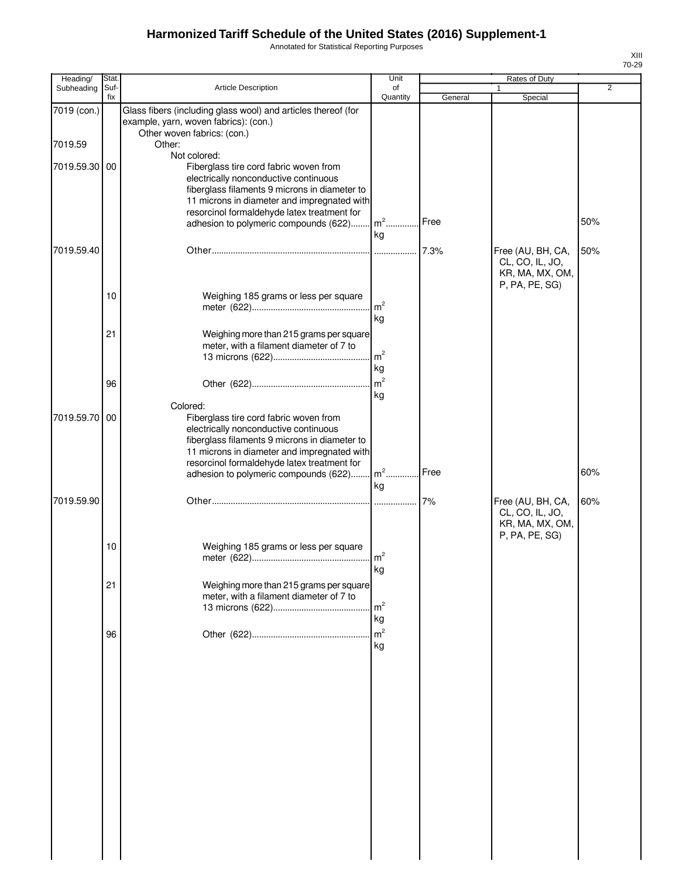# Harmonized Tariff Schedule of the United States (2016) Supplement-1

Annotated for Statistical Reporting Purposes

XIII
70-29

| Heading/ Subheading | Stat. Suf- fix | Article Description | Unit of Quantity | Rates of Duty 1 General | Special | 2 |
|---|---|---|---|---|---|---|
| 7019 (con.) | | Glass fibers (including glass wool) and articles thereof (for example, yarn, woven fabrics): (con.) | | | | |
| | | Other woven fabrics: (con.) | | | | |
| 7019.59 | | Other: | | | | |
| | | Not colored: | | | | |
| 7019.59.30 | 00 | Fiberglass tire cord fabric woven from electrically nonconductive continuous fiberglass filaments 9 microns in diameter to 11 microns in diameter and impregnated with resorcinol formaldehyde latex treatment for adhesion to polymeric compounds (622) | $m^2$ kg | Free | | 50% |
| 7019.59.40 | | Other | | 7.3% | Free (AU, BH, CA, CL, CO, IL, JO, KR, MA, MX, OM, P, PA, PE, SG) | 50% |
| | 10 | Weighing 185 grams or less per square meter (622) | $m^2$ kg | | | |
| | 21 | Weighing more than 215 grams per square meter, with a filament diameter of 7 to 13 microns (622) | $m^2$ kg | | | |
| | 96 | Other (622) | $m^2$ kg | | | |
| | | Colored: | | | | |
| 7019.59.70 | 00 | Fiberglass tire cord fabric woven from electrically nonconductive continuous fiberglass filaments 9 microns in diameter to 11 microns in diameter and impregnated with resorcinol formaldehyde latex treatment for adhesion to polymeric compounds (622) | $m^2$ kg | Free | | 60% |
| 7019.59.90 | | Other | | 7% | Free (AU, BH, CA, CL, CO, IL, JO, KR, MA, MX, OM, P, PA, PE, SG) | 60% |
| | 10 | Weighing 185 grams or less per square meter (622) | $m^2$ kg | | | |
| | 21 | Weighing more than 215 grams per square meter, with a filament diameter of 7 to 13 microns (622) | $m^2$ kg | | | |
| | 96 | Other (622) | $m^2$ kg | | | |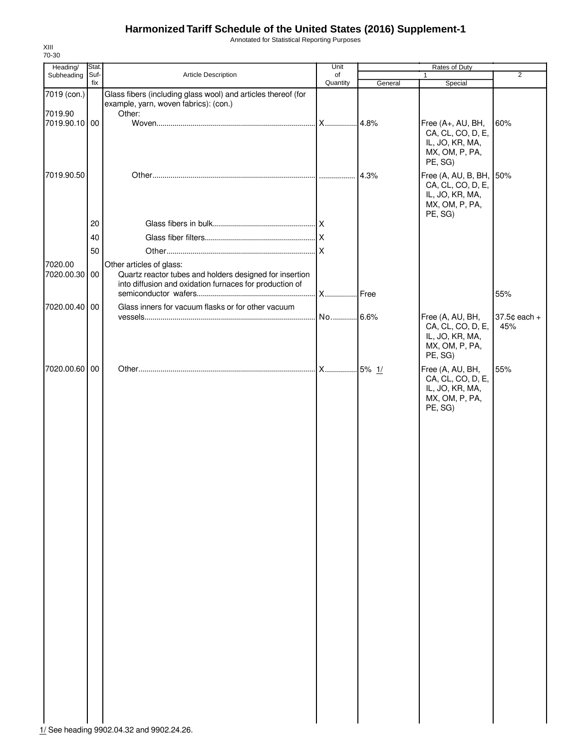# Harmonized Tariff Schedule of the United States (2016) Supplement-1

Annotated for Statistical Reporting Purposes

XIII
70-30

| Heading/ Subheading | Stat. Suf-fix | Article Description | Unit of Quantity | Rates of Duty 1 General | Special | 2 |
|---|---|---|---|---|---|---|
| 7019 (con.) | | Glass fibers (including glass wool) and articles thereof (for example, yarn, woven fabrics): (con.) | | | | |
| 7019.90 | | Other: | | | | |
| 7019.90.10 | 00 | Woven | X | 4.8% | Free (A+, AU, BH, CA, CL, CO, D, E, IL, JO, KR, MA, MX, OM, P, PA, PE, SG) | 60% |
| 7019.90.50 | | Other | | 4.3% | Free (A, AU, B, BH, CA, CL, CO, D, E, IL, JO, KR, MA, MX, OM, P, PA, PE, SG) | 50% |
| | 20 | Glass fibers in bulk | X | | | |
| | 40 | Glass fiber filters | X | | | |
| | 50 | Other | X | | | |
| 7020.00 | | Other articles of glass: | | | | |
| 7020.00.30 | 00 | Quartz reactor tubes and holders designed for insertion into diffusion and oxidation furnaces for production of semiconductor wafers | X | Free | | 55% |
| 7020.00.40 | 00 | Glass inners for vacuum flasks or for other vacuum vessels | No. | 6.6% | Free (A, AU, BH, CA, CL, CO, D, E, IL, JO, KR, MA, MX, OM, P, PA, PE, SG) | 37.5¢ each + 45% |
| 7020.00.60 | 00 | Other | X | 5% 1/ | Free (A, AU, BH, CA, CL, CO, D, E, IL, JO, KR, MA, MX, OM, P, PA, PE, SG) | 55% |

1/ See heading 9902.04.32 and 9902.24.26.